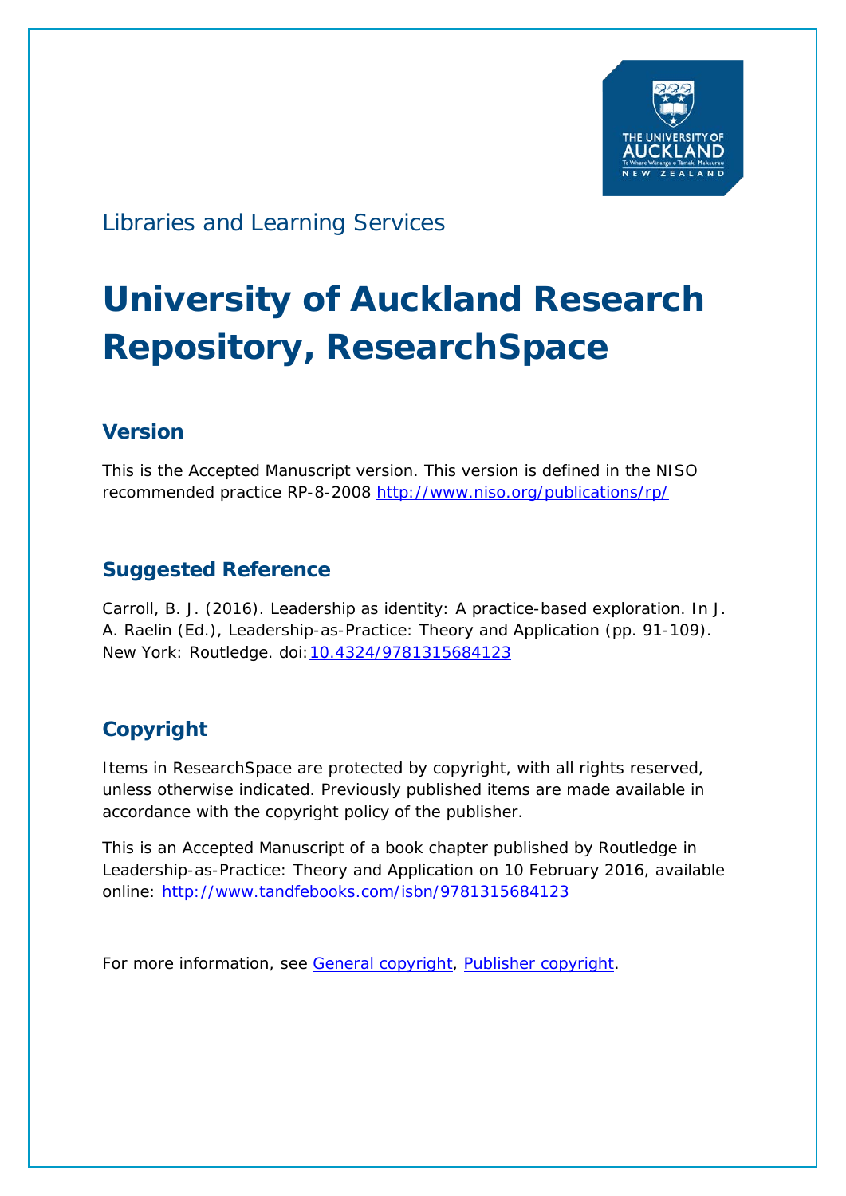Libraries and Learning Services

# University of Auckland Research Repository, ResearchSpace

## Version

This is the Accepted Manuscript version. This version is defined in the NISO recommended practice RP-8-2008 http://www.niso.org/publications/rp/

## Suggested Reference

Carroll, B. J. (2016). Leadership as identity: A practice-based exploration. In J. A. Raelin (Ed.), Leadership-as-Practice: Theory and Application (pp. 91-109). New York: Routledge. doi:10.4324/9781315684123

## Copyright

Items in ResearchSpace are protected by copyright, with all rights reserved, unless otherwise indicated. Previously published items are made available in accordance with the copyright policy of the publisher.

This is an Accepted Manuscript of a book chapter published by Routledge in Leadership-as-Practice: Theory and Application on 10 February 2016, available online: http://www.tandfebooks.com/isbn/9781315684123

For more information, see General copyright, Publisher copyright.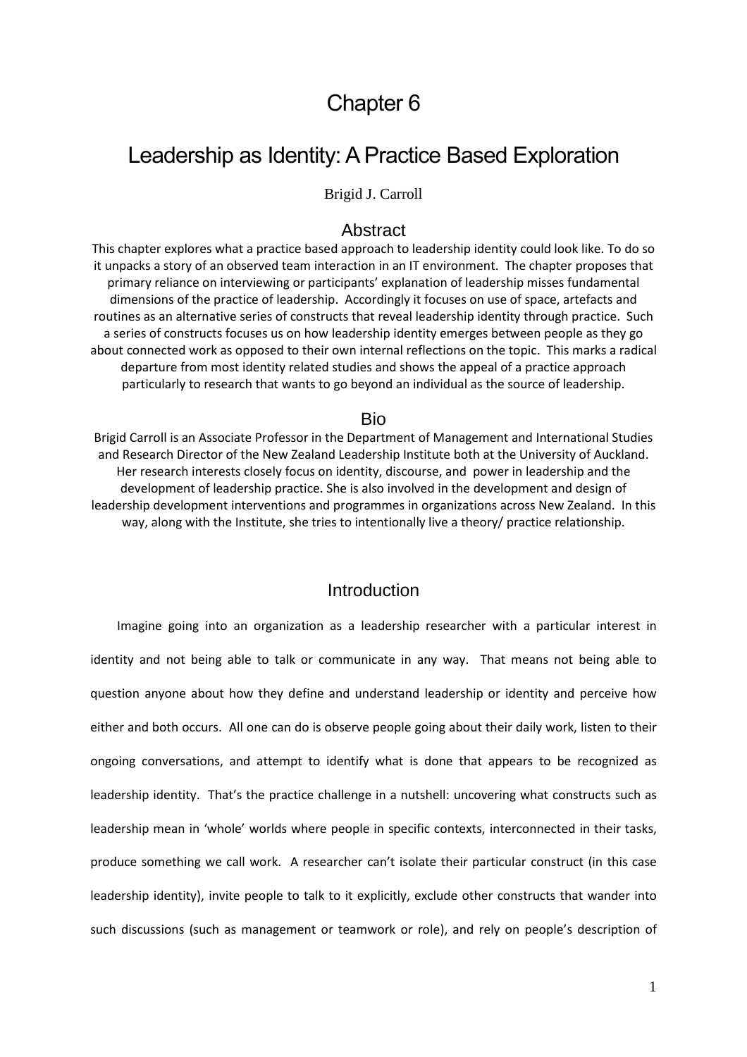# Chapter 6

# Leadership as Identity: A Practice Based Exploration

Brigid J. Carroll

## Abstract

This chapter explores what a practice based approach to leadership identity could look like. To do so it unpacks a story of an observed team interaction in an IT environment. The chapter proposes that primary reliance on interviewing or participants' explanation of leadership misses fundamental dimensions of the practice of leadership. Accordingly it focuses on use of space, artefacts and routines as an alternative series of constructs that reveal leadership identity through practice. Such a series of constructs focuses us on how leadership identity emerges between people as they go about connected work as opposed to their own internal reflections on the topic. This marks a radical departure from most identity related studies and shows the appeal of a practice approach particularly to research that wants to go beyond an individual as the source of leadership.

## Bio

Brigid Carroll is an Associate Professor in the Department of Management and International Studies and Research Director of the New Zealand Leadership Institute both at the University of Auckland. Her research interests closely focus on identity, discourse, and power in leadership and the development of leadership practice. She is also involved in the development and design of leadership development interventions and programmes in organizations across New Zealand. In this way, along with the Institute, she tries to intentionally live a theory/ practice relationship.

## Introduction

Imagine going into an organization as a leadership researcher with a particular interest in identity and not being able to talk or communicate in any way. That means not being able to question anyone about how they define and understand leadership or identity and perceive how either and both occurs. All one can do is observe people going about their daily work, listen to their ongoing conversations, and attempt to identify what is done that appears to be recognized as leadership identity. That's the practice challenge in a nutshell: uncovering what constructs such as leadership mean in 'whole' worlds where people in specific contexts, interconnected in their tasks, produce something we call work. A researcher can't isolate their particular construct (in this case leadership identity), invite people to talk to it explicitly, exclude other constructs that wander into such discussions (such as management or teamwork or role), and rely on people's description of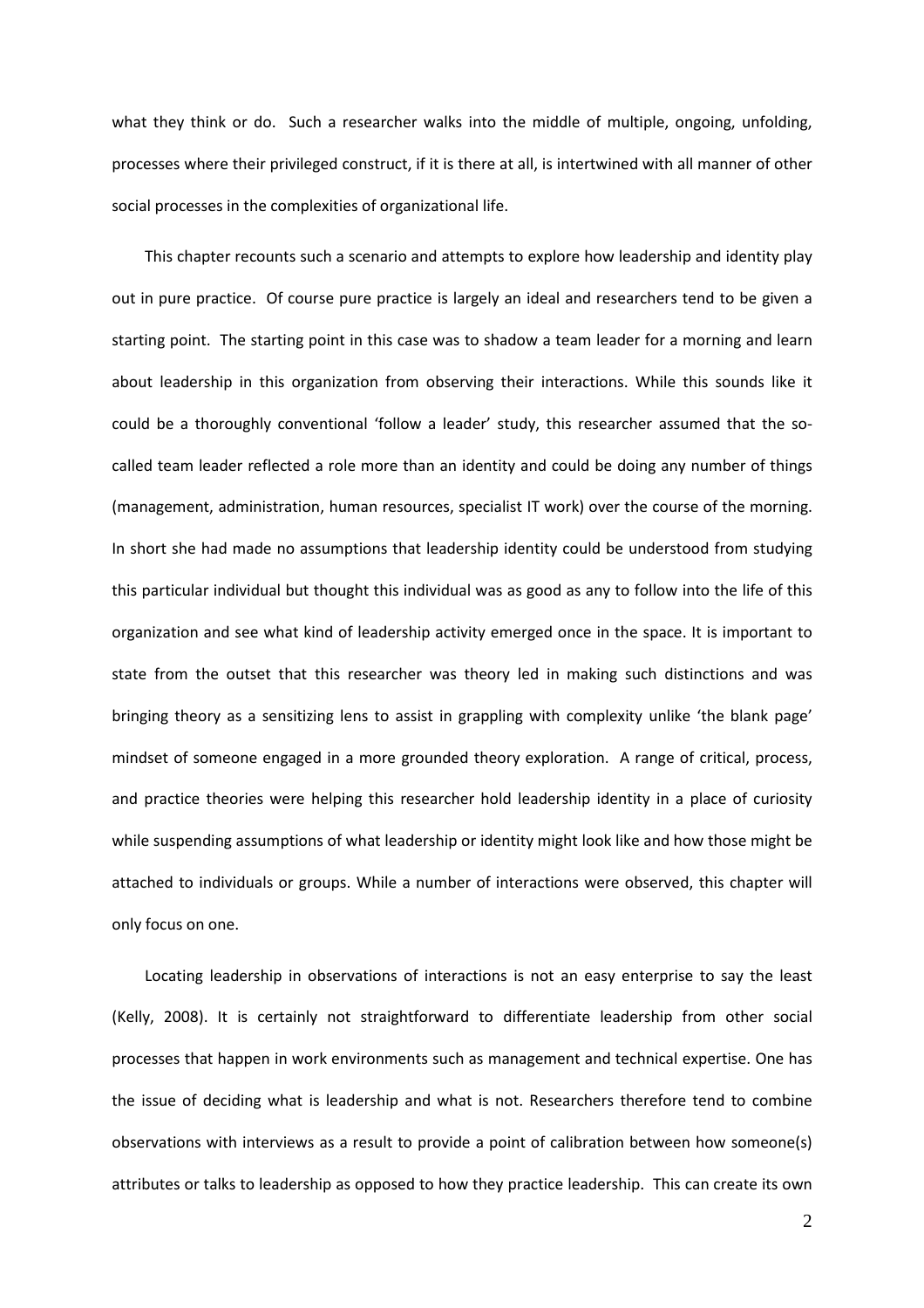what they think or do. Such a researcher walks into the middle of multiple, ongoing, unfolding, processes where their privileged construct, if it is there at all, is intertwined with all manner of other social processes in the complexities of organizational life.

This chapter recounts such a scenario and attempts to explore how leadership and identity play out in pure practice. Of course pure practice is largely an ideal and researchers tend to be given a starting point. The starting point in this case was to shadow a team leader for a morning and learn about leadership in this organization from observing their interactions. While this sounds like it could be a thoroughly conventional 'follow a leader' study, this researcher assumed that the so-called team leader reflected a role more than an identity and could be doing any number of things (management, administration, human resources, specialist IT work) over the course of the morning. In short she had made no assumptions that leadership identity could be understood from studying this particular individual but thought this individual was as good as any to follow into the life of this organization and see what kind of leadership activity emerged once in the space. It is important to state from the outset that this researcher was theory led in making such distinctions and was bringing theory as a sensitizing lens to assist in grappling with complexity unlike 'the blank page' mindset of someone engaged in a more grounded theory exploration. A range of critical, process, and practice theories were helping this researcher hold leadership identity in a place of curiosity while suspending assumptions of what leadership or identity might look like and how those might be attached to individuals or groups. While a number of interactions were observed, this chapter will only focus on one.

Locating leadership in observations of interactions is not an easy enterprise to say the least (Kelly, 2008). It is certainly not straightforward to differentiate leadership from other social processes that happen in work environments such as management and technical expertise. One has the issue of deciding what is leadership and what is not. Researchers therefore tend to combine observations with interviews as a result to provide a point of calibration between how someone(s) attributes or talks to leadership as opposed to how they practice leadership. This can create its own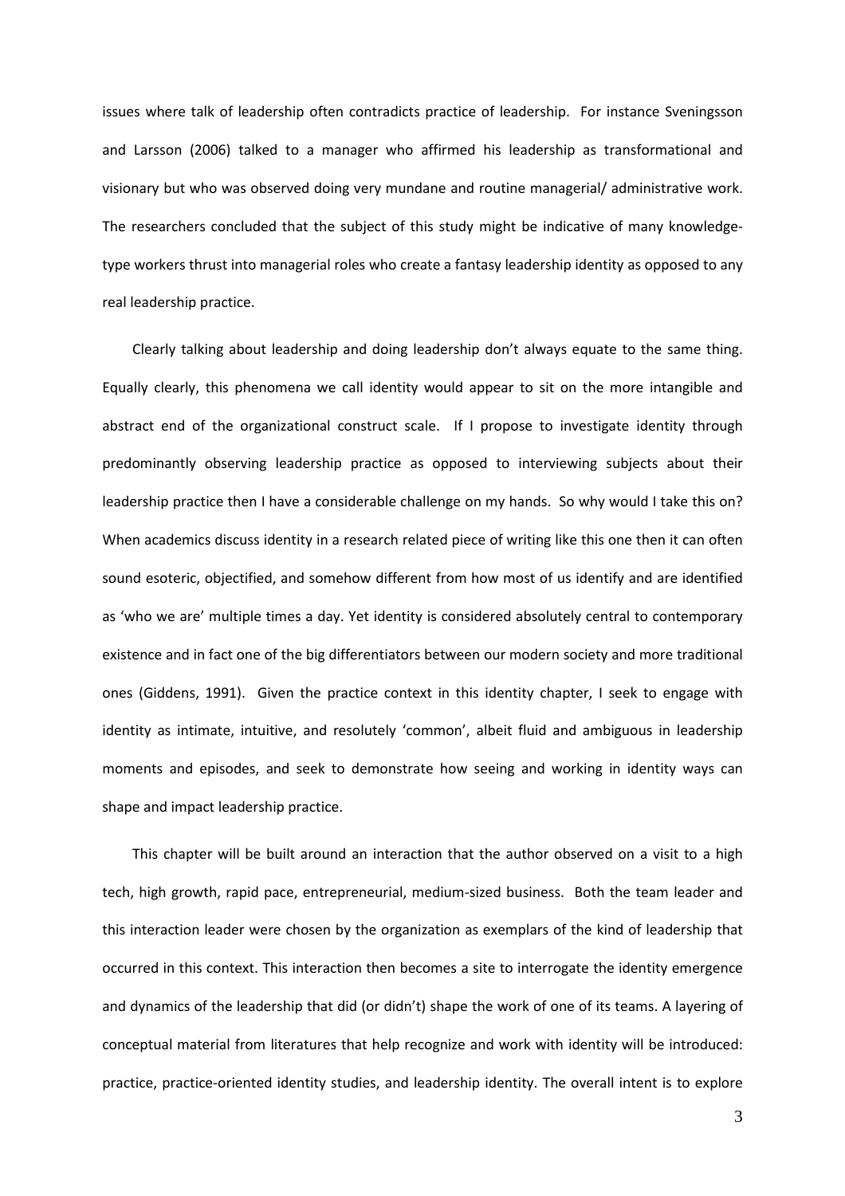issues where talk of leadership often contradicts practice of leadership. For instance Sveningsson and Larsson (2006) talked to a manager who affirmed his leadership as transformational and visionary but who was observed doing very mundane and routine managerial/ administrative work. The researchers concluded that the subject of this study might be indicative of many knowledge-type workers thrust into managerial roles who create a fantasy leadership identity as opposed to any real leadership practice.

Clearly talking about leadership and doing leadership don't always equate to the same thing. Equally clearly, this phenomena we call identity would appear to sit on the more intangible and abstract end of the organizational construct scale. If I propose to investigate identity through predominantly observing leadership practice as opposed to interviewing subjects about their leadership practice then I have a considerable challenge on my hands. So why would I take this on? When academics discuss identity in a research related piece of writing like this one then it can often sound esoteric, objectified, and somehow different from how most of us identify and are identified as 'who we are' multiple times a day. Yet identity is considered absolutely central to contemporary existence and in fact one of the big differentiators between our modern society and more traditional ones (Giddens, 1991). Given the practice context in this identity chapter, I seek to engage with identity as intimate, intuitive, and resolutely 'common', albeit fluid and ambiguous in leadership moments and episodes, and seek to demonstrate how seeing and working in identity ways can shape and impact leadership practice.

This chapter will be built around an interaction that the author observed on a visit to a high tech, high growth, rapid pace, entrepreneurial, medium-sized business. Both the team leader and this interaction leader were chosen by the organization as exemplars of the kind of leadership that occurred in this context. This interaction then becomes a site to interrogate the identity emergence and dynamics of the leadership that did (or didn't) shape the work of one of its teams. A layering of conceptual material from literatures that help recognize and work with identity will be introduced: practice, practice-oriented identity studies, and leadership identity. The overall intent is to explore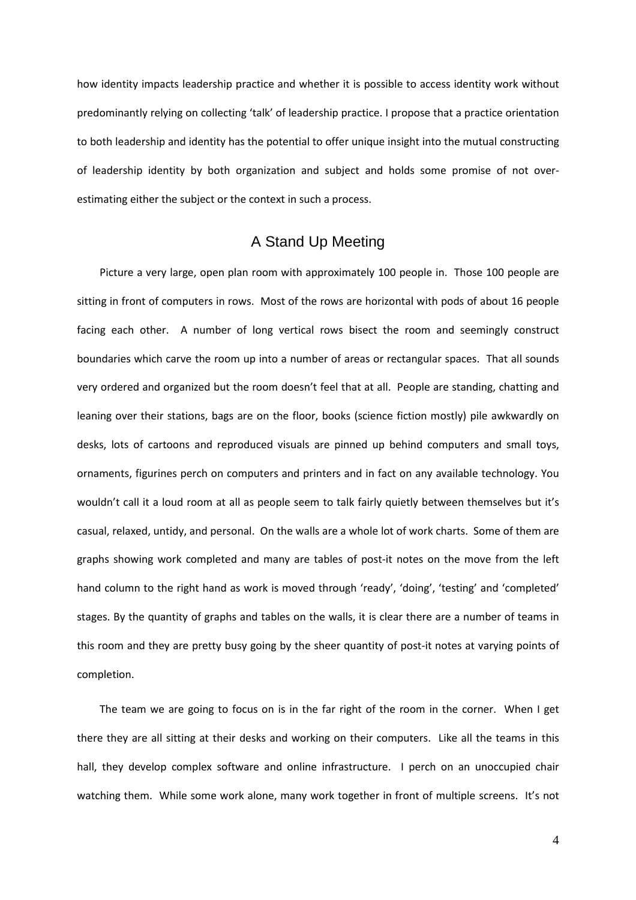how identity impacts leadership practice and whether it is possible to access identity work without predominantly relying on collecting 'talk' of leadership practice. I propose that a practice orientation to both leadership and identity has the potential to offer unique insight into the mutual constructing of leadership identity by both organization and subject and holds some promise of not over-estimating either the subject or the context in such a process.

## A Stand Up Meeting

Picture a very large, open plan room with approximately 100 people in. Those 100 people are sitting in front of computers in rows. Most of the rows are horizontal with pods of about 16 people facing each other. A number of long vertical rows bisect the room and seemingly construct boundaries which carve the room up into a number of areas or rectangular spaces. That all sounds very ordered and organized but the room doesn't feel that at all. People are standing, chatting and leaning over their stations, bags are on the floor, books (science fiction mostly) pile awkwardly on desks, lots of cartoons and reproduced visuals are pinned up behind computers and small toys, ornaments, figurines perch on computers and printers and in fact on any available technology. You wouldn't call it a loud room at all as people seem to talk fairly quietly between themselves but it's casual, relaxed, untidy, and personal. On the walls are a whole lot of work charts. Some of them are graphs showing work completed and many are tables of post-it notes on the move from the left hand column to the right hand as work is moved through 'ready', 'doing', 'testing' and 'completed' stages. By the quantity of graphs and tables on the walls, it is clear there are a number of teams in this room and they are pretty busy going by the sheer quantity of post-it notes at varying points of completion.

The team we are going to focus on is in the far right of the room in the corner. When I get there they are all sitting at their desks and working on their computers. Like all the teams in this hall, they develop complex software and online infrastructure. I perch on an unoccupied chair watching them. While some work alone, many work together in front of multiple screens. It's not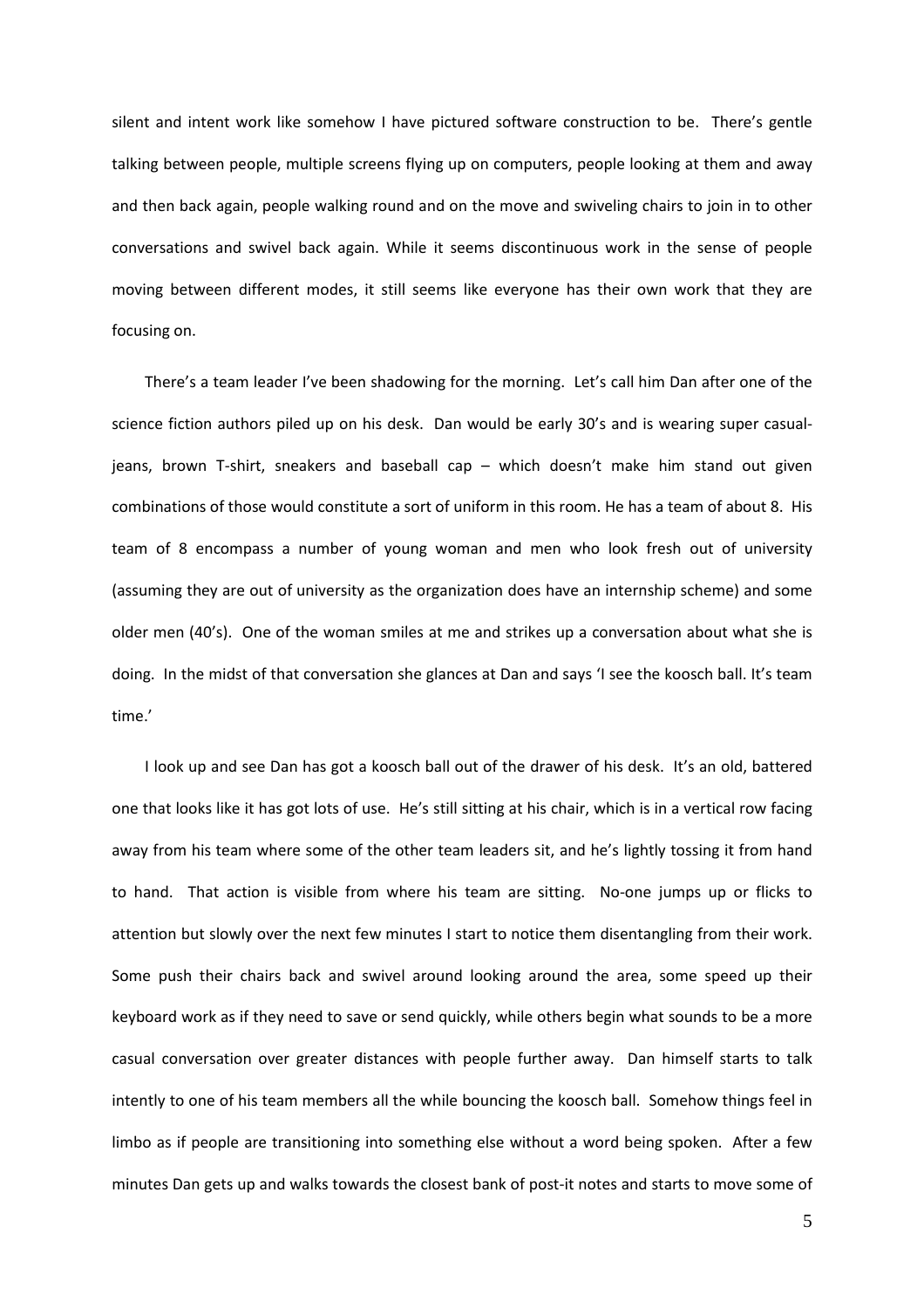silent and intent work like somehow I have pictured software construction to be. There's gentle talking between people, multiple screens flying up on computers, people looking at them and away and then back again, people walking round and on the move and swiveling chairs to join in to other conversations and swivel back again. While it seems discontinuous work in the sense of people moving between different modes, it still seems like everyone has their own work that they are focusing on.

There's a team leader I've been shadowing for the morning. Let's call him Dan after one of the science fiction authors piled up on his desk. Dan would be early 30's and is wearing super casual- jeans, brown T-shirt, sneakers and baseball cap – which doesn't make him stand out given combinations of those would constitute a sort of uniform in this room. He has a team of about 8. His team of 8 encompass a number of young woman and men who look fresh out of university (assuming they are out of university as the organization does have an internship scheme) and some older men (40's). One of the woman smiles at me and strikes up a conversation about what she is doing. In the midst of that conversation she glances at Dan and says 'I see the koosch ball. It's team time.'

I look up and see Dan has got a koosch ball out of the drawer of his desk. It's an old, battered one that looks like it has got lots of use. He's still sitting at his chair, which is in a vertical row facing away from his team where some of the other team leaders sit, and he's lightly tossing it from hand to hand. That action is visible from where his team are sitting. No-one jumps up or flicks to attention but slowly over the next few minutes I start to notice them disentangling from their work. Some push their chairs back and swivel around looking around the area, some speed up their keyboard work as if they need to save or send quickly, while others begin what sounds to be a more casual conversation over greater distances with people further away. Dan himself starts to talk intently to one of his team members all the while bouncing the koosch ball. Somehow things feel in limbo as if people are transitioning into something else without a word being spoken. After a few minutes Dan gets up and walks towards the closest bank of post-it notes and starts to move some of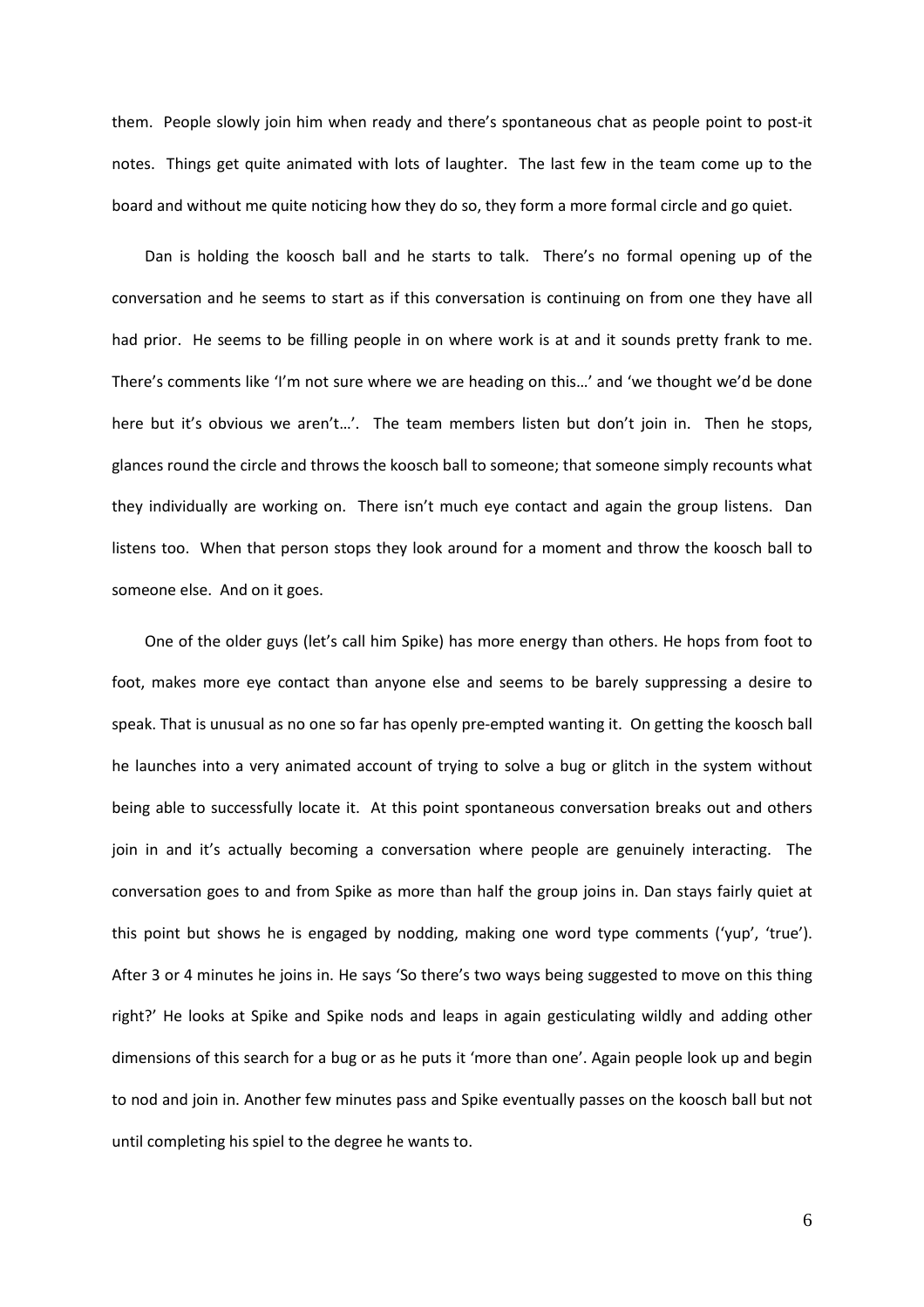them. People slowly join him when ready and there's spontaneous chat as people point to post-it notes. Things get quite animated with lots of laughter. The last few in the team come up to the board and without me quite noticing how they do so, they form a more formal circle and go quiet.

Dan is holding the koosch ball and he starts to talk. There's no formal opening up of the conversation and he seems to start as if this conversation is continuing on from one they have all had prior. He seems to be filling people in on where work is at and it sounds pretty frank to me. There's comments like 'I'm not sure where we are heading on this…' and 'we thought we'd be done here but it's obvious we aren't…'. The team members listen but don't join in. Then he stops, glances round the circle and throws the koosch ball to someone; that someone simply recounts what they individually are working on. There isn't much eye contact and again the group listens. Dan listens too. When that person stops they look around for a moment and throw the koosch ball to someone else. And on it goes.

One of the older guys (let's call him Spike) has more energy than others. He hops from foot to foot, makes more eye contact than anyone else and seems to be barely suppressing a desire to speak. That is unusual as no one so far has openly pre-empted wanting it. On getting the koosch ball he launches into a very animated account of trying to solve a bug or glitch in the system without being able to successfully locate it. At this point spontaneous conversation breaks out and others join in and it's actually becoming a conversation where people are genuinely interacting. The conversation goes to and from Spike as more than half the group joins in. Dan stays fairly quiet at this point but shows he is engaged by nodding, making one word type comments ('yup', 'true'). After 3 or 4 minutes he joins in. He says 'So there's two ways being suggested to move on this thing right?' He looks at Spike and Spike nods and leaps in again gesticulating wildly and adding other dimensions of this search for a bug or as he puts it 'more than one'. Again people look up and begin to nod and join in. Another few minutes pass and Spike eventually passes on the koosch ball but not until completing his spiel to the degree he wants to.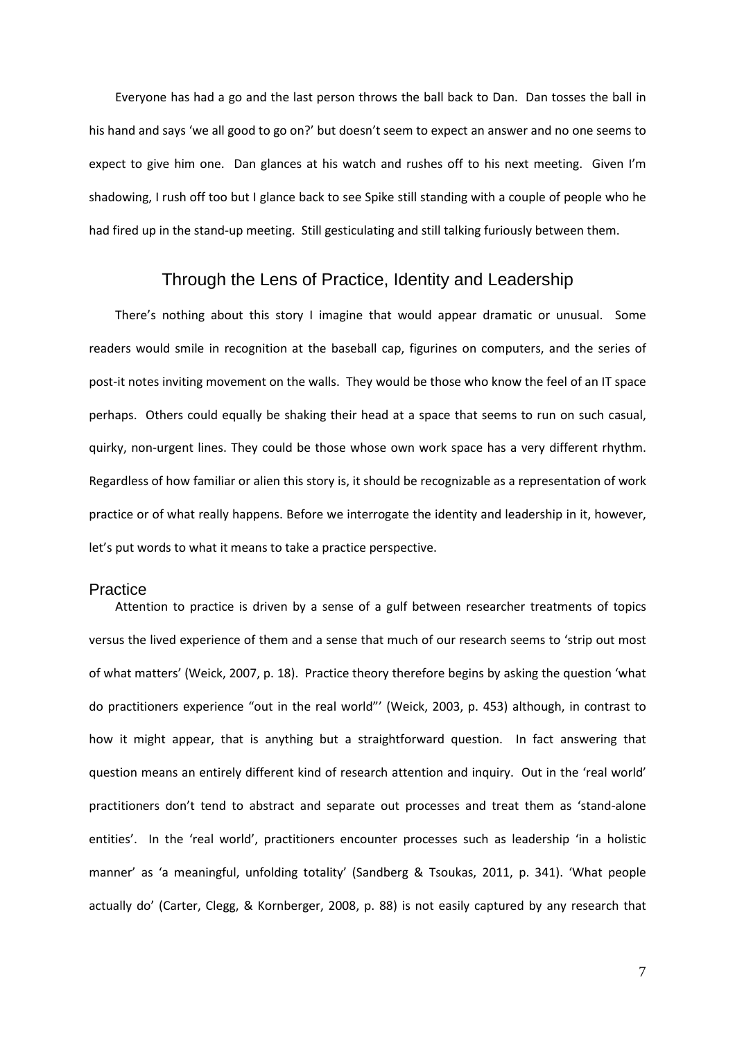Everyone has had a go and the last person throws the ball back to Dan. Dan tosses the ball in his hand and says 'we all good to go on?' but doesn't seem to expect an answer and no one seems to expect to give him one. Dan glances at his watch and rushes off to his next meeting. Given I'm shadowing, I rush off too but I glance back to see Spike still standing with a couple of people who he had fired up in the stand-up meeting. Still gesticulating and still talking furiously between them.

## Through the Lens of Practice, Identity and Leadership

There's nothing about this story I imagine that would appear dramatic or unusual. Some readers would smile in recognition at the baseball cap, figurines on computers, and the series of post-it notes inviting movement on the walls. They would be those who know the feel of an IT space perhaps. Others could equally be shaking their head at a space that seems to run on such casual, quirky, non-urgent lines. They could be those whose own work space has a very different rhythm. Regardless of how familiar or alien this story is, it should be recognizable as a representation of work practice or of what really happens. Before we interrogate the identity and leadership in it, however, let's put words to what it means to take a practice perspective.

### Practice

Attention to practice is driven by a sense of a gulf between researcher treatments of topics versus the lived experience of them and a sense that much of our research seems to 'strip out most of what matters' (Weick, 2007, p. 18). Practice theory therefore begins by asking the question 'what do practitioners experience "out in the real world"' (Weick, 2003, p. 453) although, in contrast to how it might appear, that is anything but a straightforward question. In fact answering that question means an entirely different kind of research attention and inquiry. Out in the 'real world' practitioners don't tend to abstract and separate out processes and treat them as 'stand-alone entities'. In the 'real world', practitioners encounter processes such as leadership 'in a holistic manner' as 'a meaningful, unfolding totality' (Sandberg & Tsoukas, 2011, p. 341). 'What people actually do' (Carter, Clegg, & Kornberger, 2008, p. 88) is not easily captured by any research that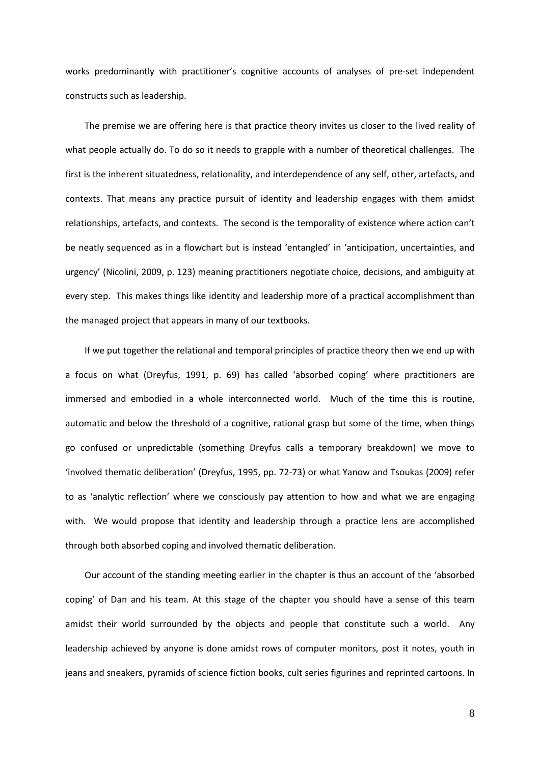works predominantly with practitioner's cognitive accounts of analyses of pre-set independent constructs such as leadership.

The premise we are offering here is that practice theory invites us closer to the lived reality of what people actually do. To do so it needs to grapple with a number of theoretical challenges. The first is the inherent situatedness, relationality, and interdependence of any self, other, artefacts, and contexts. That means any practice pursuit of identity and leadership engages with them amidst relationships, artefacts, and contexts. The second is the temporality of existence where action can't be neatly sequenced as in a flowchart but is instead 'entangled' in 'anticipation, uncertainties, and urgency' (Nicolini, 2009, p. 123) meaning practitioners negotiate choice, decisions, and ambiguity at every step. This makes things like identity and leadership more of a practical accomplishment than the managed project that appears in many of our textbooks.

If we put together the relational and temporal principles of practice theory then we end up with a focus on what (Dreyfus, 1991, p. 69) has called 'absorbed coping' where practitioners are immersed and embodied in a whole interconnected world. Much of the time this is routine, automatic and below the threshold of a cognitive, rational grasp but some of the time, when things go confused or unpredictable (something Dreyfus calls a temporary breakdown) we move to 'involved thematic deliberation' (Dreyfus, 1995, pp. 72-73) or what Yanow and Tsoukas (2009) refer to as 'analytic reflection' where we consciously pay attention to how and what we are engaging with. We would propose that identity and leadership through a practice lens are accomplished through both absorbed coping and involved thematic deliberation.

Our account of the standing meeting earlier in the chapter is thus an account of the 'absorbed coping' of Dan and his team. At this stage of the chapter you should have a sense of this team amidst their world surrounded by the objects and people that constitute such a world. Any leadership achieved by anyone is done amidst rows of computer monitors, post it notes, youth in jeans and sneakers, pyramids of science fiction books, cult series figurines and reprinted cartoons. In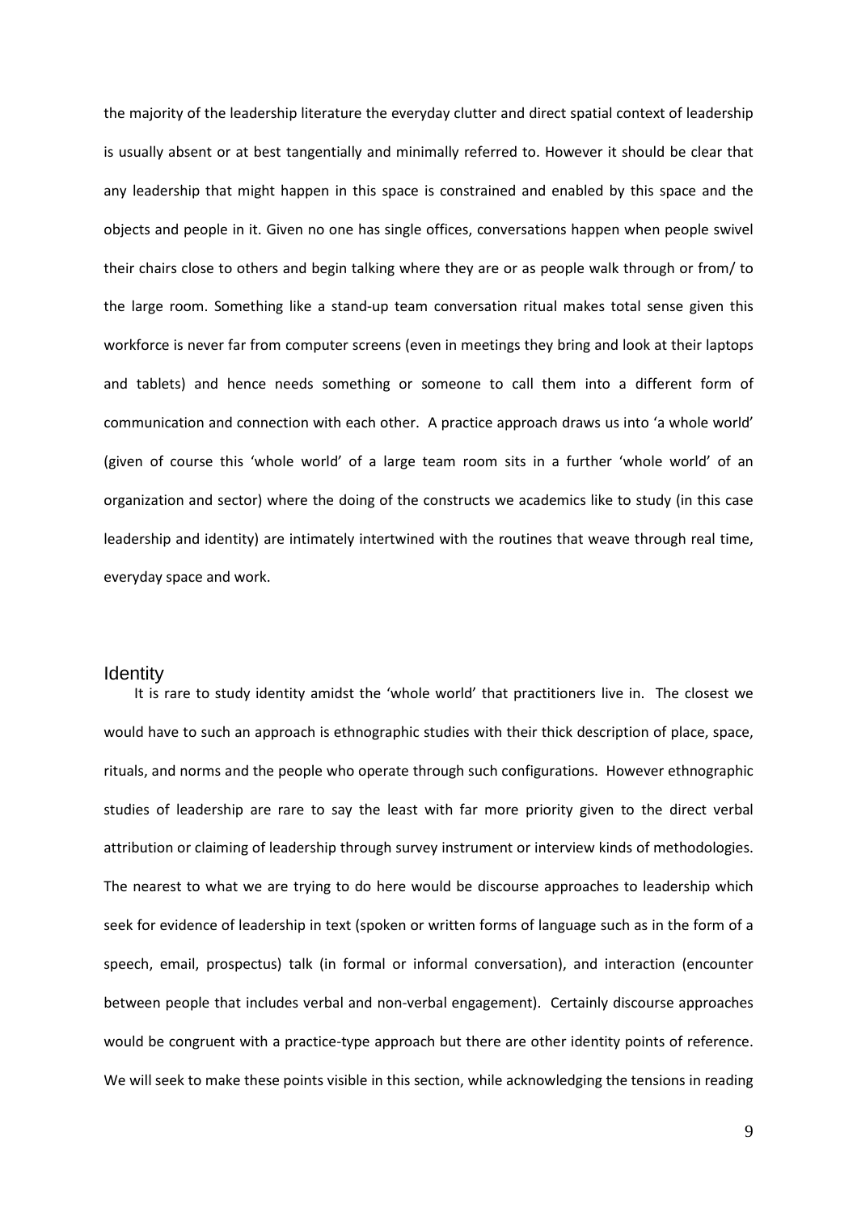the majority of the leadership literature the everyday clutter and direct spatial context of leadership is usually absent or at best tangentially and minimally referred to. However it should be clear that any leadership that might happen in this space is constrained and enabled by this space and the objects and people in it. Given no one has single offices, conversations happen when people swivel their chairs close to others and begin talking where they are or as people walk through or from/ to the large room. Something like a stand-up team conversation ritual makes total sense given this workforce is never far from computer screens (even in meetings they bring and look at their laptops and tablets) and hence needs something or someone to call them into a different form of communication and connection with each other. A practice approach draws us into 'a whole world' (given of course this 'whole world' of a large team room sits in a further 'whole world' of an organization and sector) where the doing of the constructs we academics like to study (in this case leadership and identity) are intimately intertwined with the routines that weave through real time, everyday space and work.

## Identity

It is rare to study identity amidst the 'whole world' that practitioners live in. The closest we would have to such an approach is ethnographic studies with their thick description of place, space, rituals, and norms and the people who operate through such configurations. However ethnographic studies of leadership are rare to say the least with far more priority given to the direct verbal attribution or claiming of leadership through survey instrument or interview kinds of methodologies. The nearest to what we are trying to do here would be discourse approaches to leadership which seek for evidence of leadership in text (spoken or written forms of language such as in the form of a speech, email, prospectus) talk (in formal or informal conversation), and interaction (encounter between people that includes verbal and non-verbal engagement). Certainly discourse approaches would be congruent with a practice-type approach but there are other identity points of reference. We will seek to make these points visible in this section, while acknowledging the tensions in reading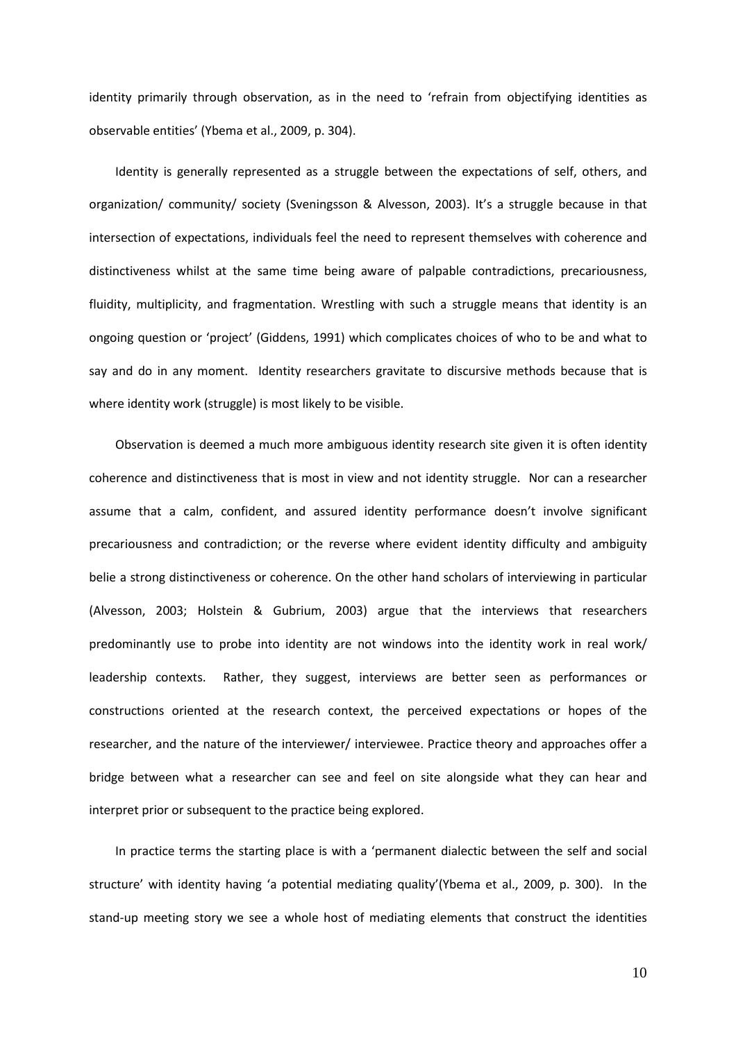identity primarily through observation, as in the need to 'refrain from objectifying identities as observable entities' (Ybema et al., 2009, p. 304).

Identity is generally represented as a struggle between the expectations of self, others, and organization/ community/ society (Sveningsson & Alvesson, 2003). It's a struggle because in that intersection of expectations, individuals feel the need to represent themselves with coherence and distinctiveness whilst at the same time being aware of palpable contradictions, precariousness, fluidity, multiplicity, and fragmentation. Wrestling with such a struggle means that identity is an ongoing question or 'project' (Giddens, 1991) which complicates choices of who to be and what to say and do in any moment. Identity researchers gravitate to discursive methods because that is where identity work (struggle) is most likely to be visible.

Observation is deemed a much more ambiguous identity research site given it is often identity coherence and distinctiveness that is most in view and not identity struggle. Nor can a researcher assume that a calm, confident, and assured identity performance doesn't involve significant precariousness and contradiction; or the reverse where evident identity difficulty and ambiguity belie a strong distinctiveness or coherence. On the other hand scholars of interviewing in particular (Alvesson, 2003; Holstein & Gubrium, 2003) argue that the interviews that researchers predominantly use to probe into identity are not windows into the identity work in real work/ leadership contexts. Rather, they suggest, interviews are better seen as performances or constructions oriented at the research context, the perceived expectations or hopes of the researcher, and the nature of the interviewer/ interviewee. Practice theory and approaches offer a bridge between what a researcher can see and feel on site alongside what they can hear and interpret prior or subsequent to the practice being explored.

In practice terms the starting place is with a 'permanent dialectic between the self and social structure' with identity having 'a potential mediating quality'(Ybema et al., 2009, p. 300). In the stand-up meeting story we see a whole host of mediating elements that construct the identities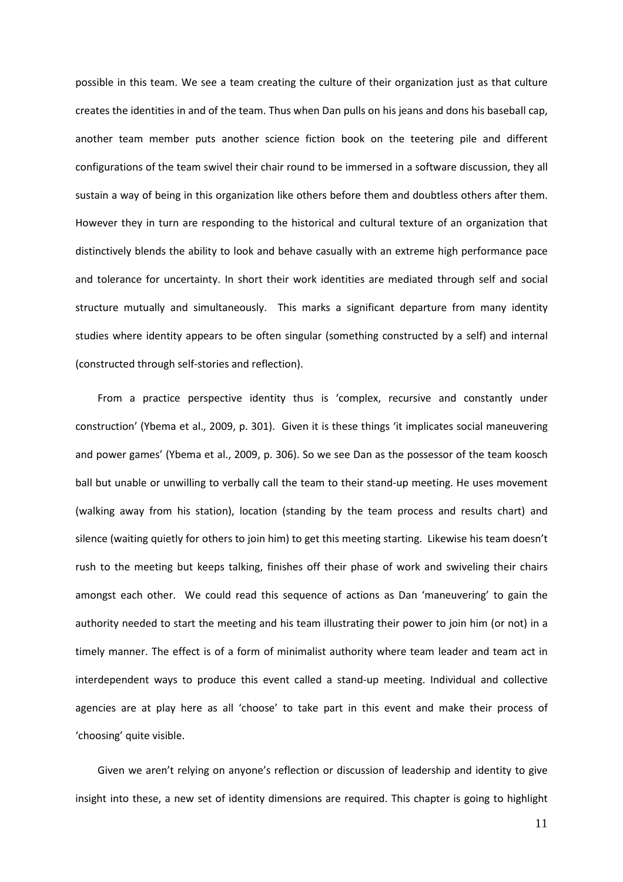possible in this team. We see a team creating the culture of their organization just as that culture creates the identities in and of the team. Thus when Dan pulls on his jeans and dons his baseball cap, another team member puts another science fiction book on the teetering pile and different configurations of the team swivel their chair round to be immersed in a software discussion, they all sustain a way of being in this organization like others before them and doubtless others after them. However they in turn are responding to the historical and cultural texture of an organization that distinctively blends the ability to look and behave casually with an extreme high performance pace and tolerance for uncertainty. In short their work identities are mediated through self and social structure mutually and simultaneously. This marks a significant departure from many identity studies where identity appears to be often singular (something constructed by a self) and internal (constructed through self-stories and reflection).

From a practice perspective identity thus is 'complex, recursive and constantly under construction' (Ybema et al., 2009, p. 301). Given it is these things 'it implicates social maneuvering and power games' (Ybema et al., 2009, p. 306). So we see Dan as the possessor of the team koosch ball but unable or unwilling to verbally call the team to their stand-up meeting. He uses movement (walking away from his station), location (standing by the team process and results chart) and silence (waiting quietly for others to join him) to get this meeting starting. Likewise his team doesn't rush to the meeting but keeps talking, finishes off their phase of work and swiveling their chairs amongst each other. We could read this sequence of actions as Dan 'maneuvering' to gain the authority needed to start the meeting and his team illustrating their power to join him (or not) in a timely manner. The effect is of a form of minimalist authority where team leader and team act in interdependent ways to produce this event called a stand-up meeting. Individual and collective agencies are at play here as all 'choose' to take part in this event and make their process of 'choosing' quite visible.

Given we aren't relying on anyone's reflection or discussion of leadership and identity to give insight into these, a new set of identity dimensions are required. This chapter is going to highlight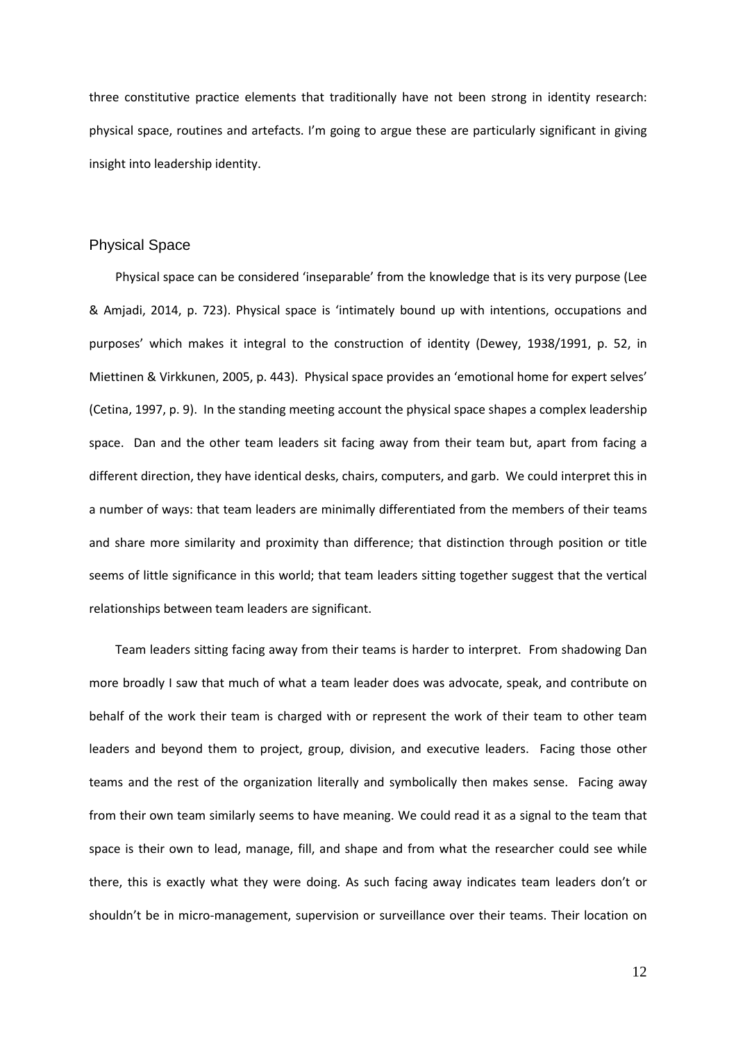three constitutive practice elements that traditionally have not been strong in identity research: physical space, routines and artefacts. I'm going to argue these are particularly significant in giving insight into leadership identity.

## Physical Space

Physical space can be considered 'inseparable' from the knowledge that is its very purpose (Lee & Amjadi, 2014, p. 723). Physical space is 'intimately bound up with intentions, occupations and purposes' which makes it integral to the construction of identity (Dewey, 1938/1991, p. 52, in Miettinen & Virkkunen, 2005, p. 443). Physical space provides an 'emotional home for expert selves' (Cetina, 1997, p. 9). In the standing meeting account the physical space shapes a complex leadership space. Dan and the other team leaders sit facing away from their team but, apart from facing a different direction, they have identical desks, chairs, computers, and garb. We could interpret this in a number of ways: that team leaders are minimally differentiated from the members of their teams and share more similarity and proximity than difference; that distinction through position or title seems of little significance in this world; that team leaders sitting together suggest that the vertical relationships between team leaders are significant.

Team leaders sitting facing away from their teams is harder to interpret. From shadowing Dan more broadly I saw that much of what a team leader does was advocate, speak, and contribute on behalf of the work their team is charged with or represent the work of their team to other team leaders and beyond them to project, group, division, and executive leaders. Facing those other teams and the rest of the organization literally and symbolically then makes sense. Facing away from their own team similarly seems to have meaning. We could read it as a signal to the team that space is their own to lead, manage, fill, and shape and from what the researcher could see while there, this is exactly what they were doing. As such facing away indicates team leaders don't or shouldn't be in micro-management, supervision or surveillance over their teams. Their location on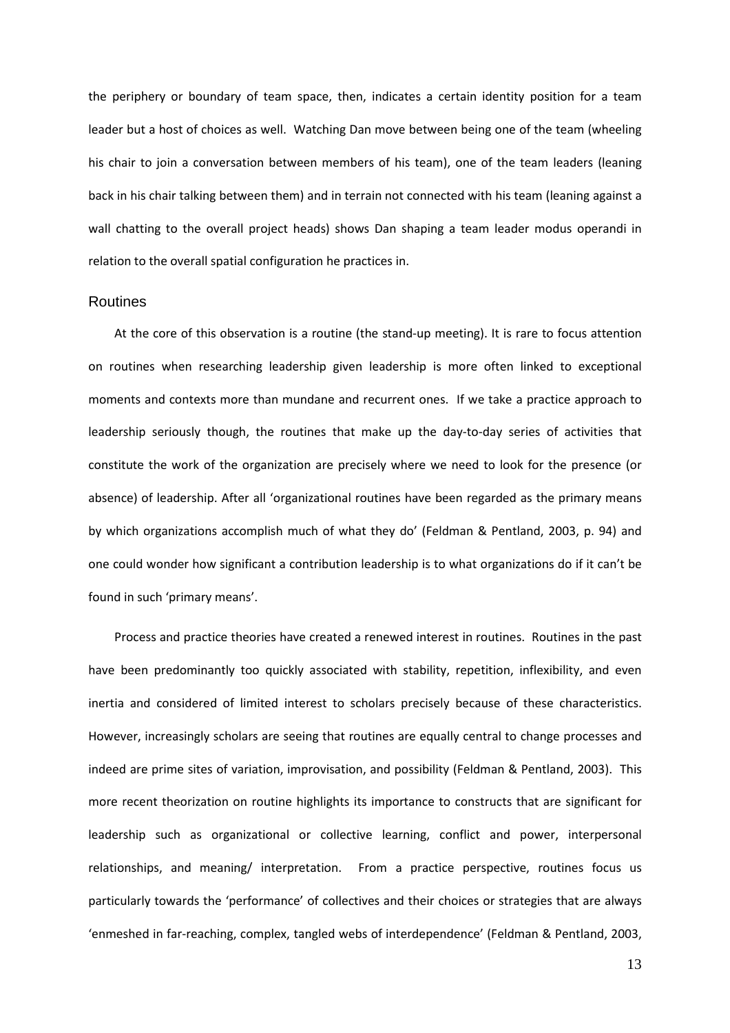the periphery or boundary of team space, then, indicates a certain identity position for a team leader but a host of choices as well. Watching Dan move between being one of the team (wheeling his chair to join a conversation between members of his team), one of the team leaders (leaning back in his chair talking between them) and in terrain not connected with his team (leaning against a wall chatting to the overall project heads) shows Dan shaping a team leader modus operandi in relation to the overall spatial configuration he practices in.

## Routines

At the core of this observation is a routine (the stand-up meeting). It is rare to focus attention on routines when researching leadership given leadership is more often linked to exceptional moments and contexts more than mundane and recurrent ones. If we take a practice approach to leadership seriously though, the routines that make up the day-to-day series of activities that constitute the work of the organization are precisely where we need to look for the presence (or absence) of leadership. After all 'organizational routines have been regarded as the primary means by which organizations accomplish much of what they do' (Feldman & Pentland, 2003, p. 94) and one could wonder how significant a contribution leadership is to what organizations do if it can't be found in such 'primary means'.

Process and practice theories have created a renewed interest in routines. Routines in the past have been predominantly too quickly associated with stability, repetition, inflexibility, and even inertia and considered of limited interest to scholars precisely because of these characteristics. However, increasingly scholars are seeing that routines are equally central to change processes and indeed are prime sites of variation, improvisation, and possibility (Feldman & Pentland, 2003). This more recent theorization on routine highlights its importance to constructs that are significant for leadership such as organizational or collective learning, conflict and power, interpersonal relationships, and meaning/ interpretation. From a practice perspective, routines focus us particularly towards the 'performance' of collectives and their choices or strategies that are always 'enmeshed in far-reaching, complex, tangled webs of interdependence' (Feldman & Pentland, 2003,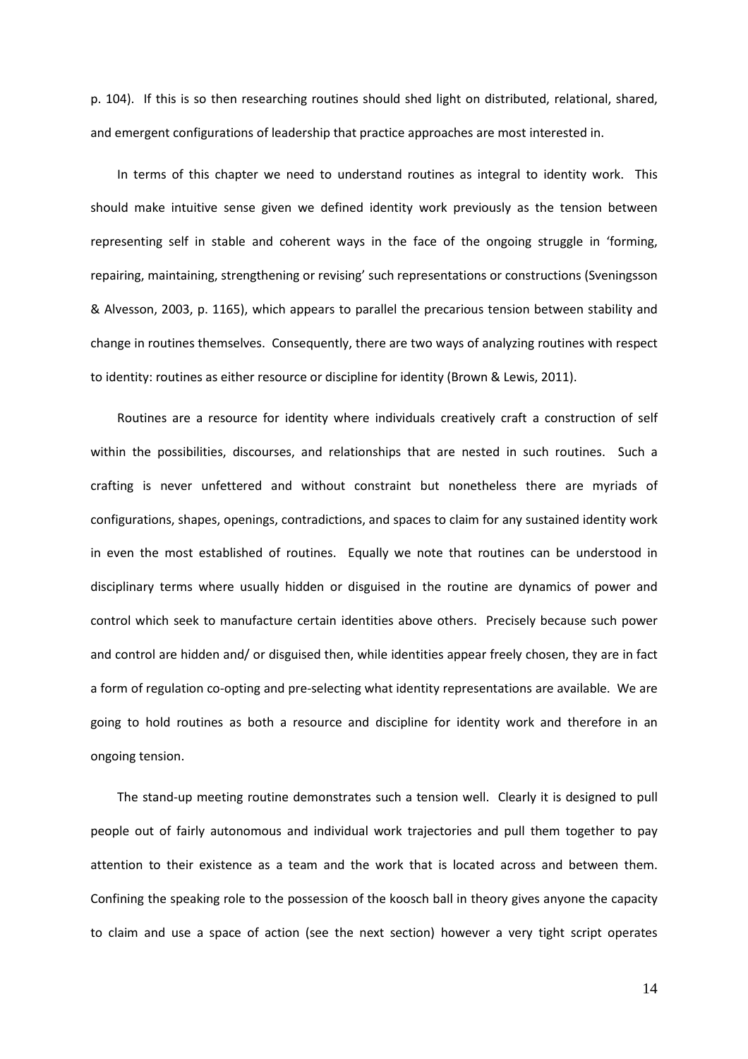p. 104). If this is so then researching routines should shed light on distributed, relational, shared, and emergent configurations of leadership that practice approaches are most interested in.

In terms of this chapter we need to understand routines as integral to identity work. This should make intuitive sense given we defined identity work previously as the tension between representing self in stable and coherent ways in the face of the ongoing struggle in 'forming, repairing, maintaining, strengthening or revising' such representations or constructions (Sveningsson & Alvesson, 2003, p. 1165), which appears to parallel the precarious tension between stability and change in routines themselves. Consequently, there are two ways of analyzing routines with respect to identity: routines as either resource or discipline for identity (Brown & Lewis, 2011).

Routines are a resource for identity where individuals creatively craft a construction of self within the possibilities, discourses, and relationships that are nested in such routines. Such a crafting is never unfettered and without constraint but nonetheless there are myriads of configurations, shapes, openings, contradictions, and spaces to claim for any sustained identity work in even the most established of routines. Equally we note that routines can be understood in disciplinary terms where usually hidden or disguised in the routine are dynamics of power and control which seek to manufacture certain identities above others. Precisely because such power and control are hidden and/ or disguised then, while identities appear freely chosen, they are in fact a form of regulation co-opting and pre-selecting what identity representations are available. We are going to hold routines as both a resource and discipline for identity work and therefore in an ongoing tension.

The stand-up meeting routine demonstrates such a tension well. Clearly it is designed to pull people out of fairly autonomous and individual work trajectories and pull them together to pay attention to their existence as a team and the work that is located across and between them. Confining the speaking role to the possession of the koosch ball in theory gives anyone the capacity to claim and use a space of action (see the next section) however a very tight script operates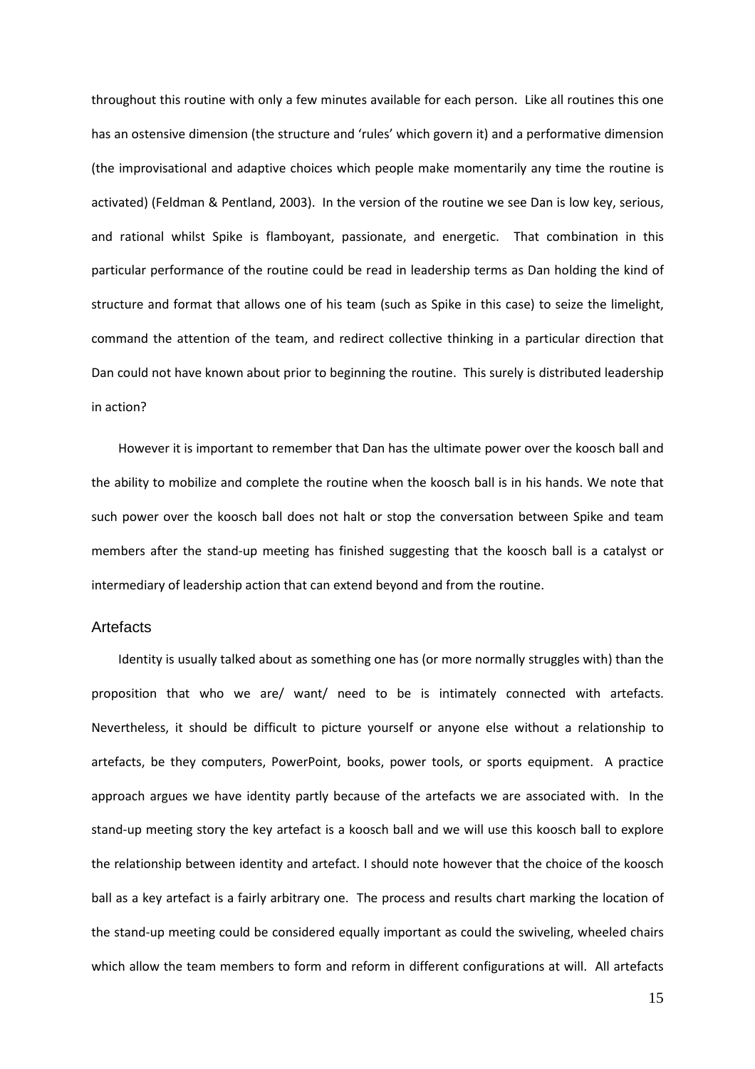throughout this routine with only a few minutes available for each person. Like all routines this one has an ostensive dimension (the structure and 'rules' which govern it) and a performative dimension (the improvisational and adaptive choices which people make momentarily any time the routine is activated) (Feldman & Pentland, 2003). In the version of the routine we see Dan is low key, serious, and rational whilst Spike is flamboyant, passionate, and energetic. That combination in this particular performance of the routine could be read in leadership terms as Dan holding the kind of structure and format that allows one of his team (such as Spike in this case) to seize the limelight, command the attention of the team, and redirect collective thinking in a particular direction that Dan could not have known about prior to beginning the routine. This surely is distributed leadership in action?

However it is important to remember that Dan has the ultimate power over the koosch ball and the ability to mobilize and complete the routine when the koosch ball is in his hands. We note that such power over the koosch ball does not halt or stop the conversation between Spike and team members after the stand-up meeting has finished suggesting that the koosch ball is a catalyst or intermediary of leadership action that can extend beyond and from the routine.

## Artefacts

Identity is usually talked about as something one has (or more normally struggles with) than the proposition that who we are/ want/ need to be is intimately connected with artefacts. Nevertheless, it should be difficult to picture yourself or anyone else without a relationship to artefacts, be they computers, PowerPoint, books, power tools, or sports equipment. A practice approach argues we have identity partly because of the artefacts we are associated with. In the stand-up meeting story the key artefact is a koosch ball and we will use this koosch ball to explore the relationship between identity and artefact. I should note however that the choice of the koosch ball as a key artefact is a fairly arbitrary one. The process and results chart marking the location of the stand-up meeting could be considered equally important as could the swiveling, wheeled chairs which allow the team members to form and reform in different configurations at will. All artefacts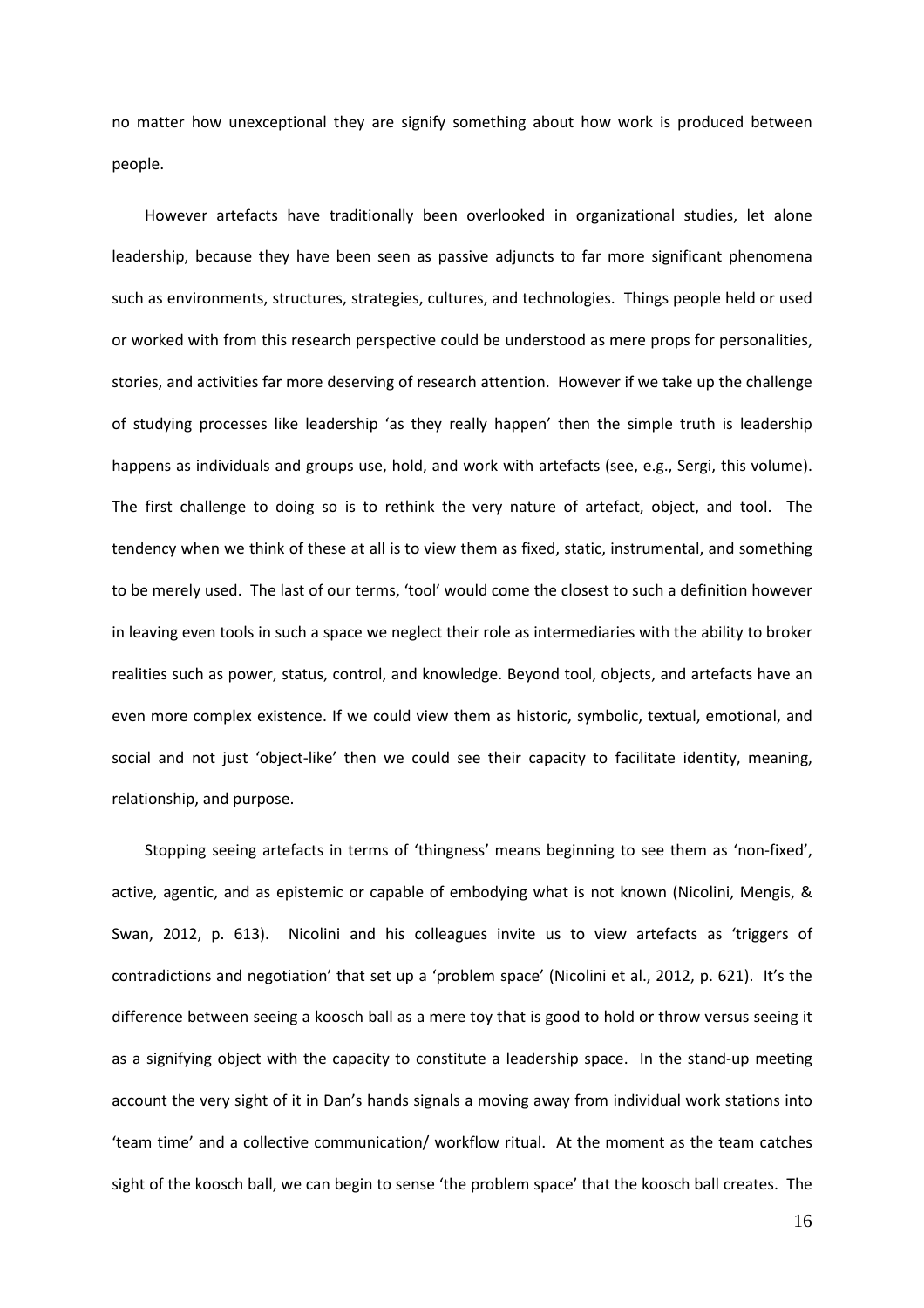no matter how unexceptional they are signify something about how work is produced between people.

However artefacts have traditionally been overlooked in organizational studies, let alone leadership, because they have been seen as passive adjuncts to far more significant phenomena such as environments, structures, strategies, cultures, and technologies. Things people held or used or worked with from this research perspective could be understood as mere props for personalities, stories, and activities far more deserving of research attention. However if we take up the challenge of studying processes like leadership 'as they really happen' then the simple truth is leadership happens as individuals and groups use, hold, and work with artefacts (see, e.g., Sergi, this volume). The first challenge to doing so is to rethink the very nature of artefact, object, and tool. The tendency when we think of these at all is to view them as fixed, static, instrumental, and something to be merely used. The last of our terms, 'tool' would come the closest to such a definition however in leaving even tools in such a space we neglect their role as intermediaries with the ability to broker realities such as power, status, control, and knowledge. Beyond tool, objects, and artefacts have an even more complex existence. If we could view them as historic, symbolic, textual, emotional, and social and not just 'object-like' then we could see their capacity to facilitate identity, meaning, relationship, and purpose.

Stopping seeing artefacts in terms of 'thingness' means beginning to see them as 'non-fixed', active, agentic, and as epistemic or capable of embodying what is not known (Nicolini, Mengis, & Swan, 2012, p. 613). Nicolini and his colleagues invite us to view artefacts as 'triggers of contradictions and negotiation' that set up a 'problem space' (Nicolini et al., 2012, p. 621). It's the difference between seeing a koosch ball as a mere toy that is good to hold or throw versus seeing it as a signifying object with the capacity to constitute a leadership space. In the stand-up meeting account the very sight of it in Dan's hands signals a moving away from individual work stations into 'team time' and a collective communication/ workflow ritual. At the moment as the team catches sight of the koosch ball, we can begin to sense 'the problem space' that the koosch ball creates. The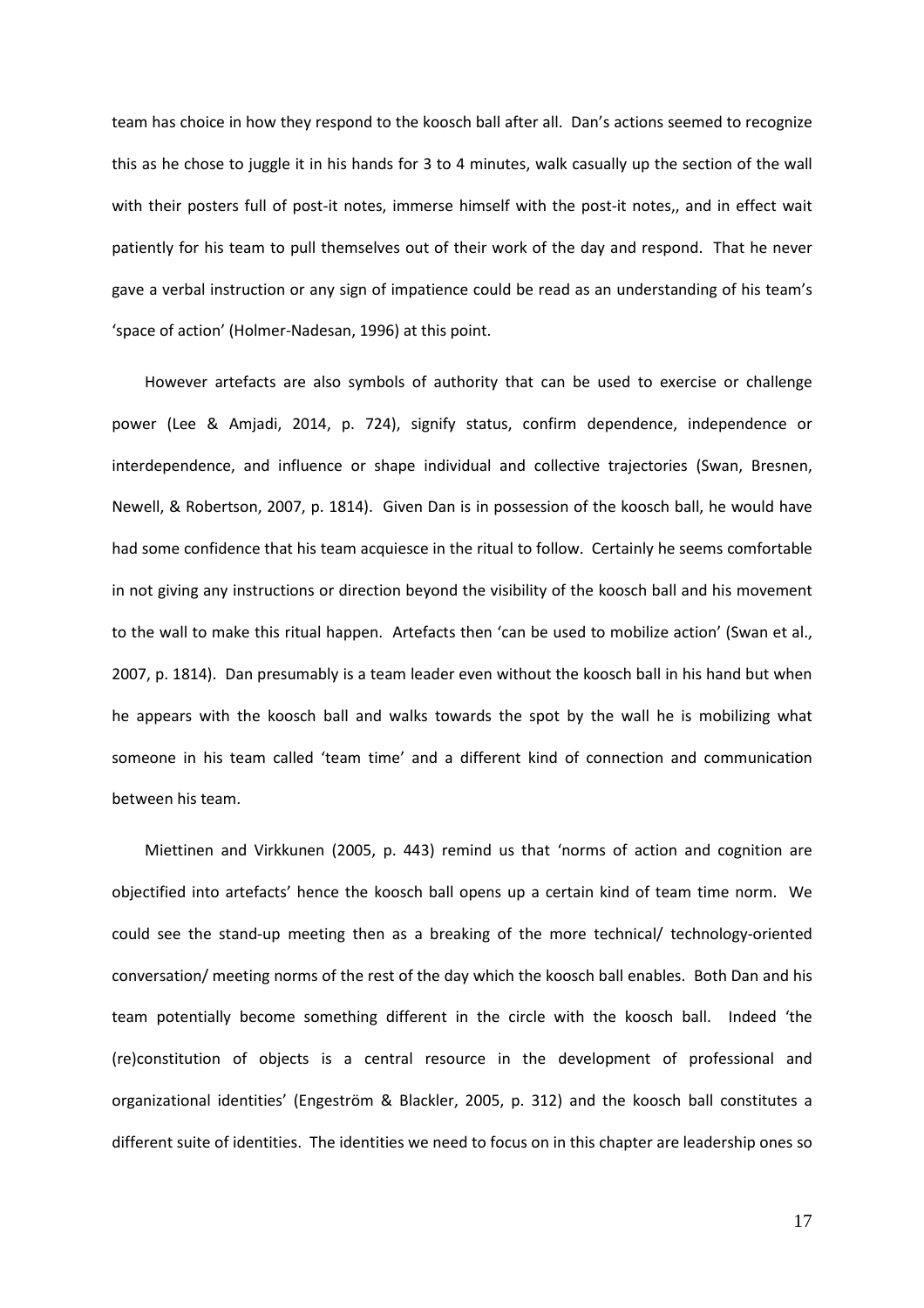team has choice in how they respond to the koosch ball after all. Dan's actions seemed to recognize this as he chose to juggle it in his hands for 3 to 4 minutes, walk casually up the section of the wall with their posters full of post-it notes, immerse himself with the post-it notes,, and in effect wait patiently for his team to pull themselves out of their work of the day and respond. That he never gave a verbal instruction or any sign of impatience could be read as an understanding of his team's 'space of action' (Holmer-Nadesan, 1996) at this point.

However artefacts are also symbols of authority that can be used to exercise or challenge power (Lee & Amjadi, 2014, p. 724), signify status, confirm dependence, independence or interdependence, and influence or shape individual and collective trajectories (Swan, Bresnen, Newell, & Robertson, 2007, p. 1814). Given Dan is in possession of the koosch ball, he would have had some confidence that his team acquiesce in the ritual to follow. Certainly he seems comfortable in not giving any instructions or direction beyond the visibility of the koosch ball and his movement to the wall to make this ritual happen. Artefacts then 'can be used to mobilize action' (Swan et al., 2007, p. 1814). Dan presumably is a team leader even without the koosch ball in his hand but when he appears with the koosch ball and walks towards the spot by the wall he is mobilizing what someone in his team called 'team time' and a different kind of connection and communication between his team.

Miettinen and Virkkunen (2005, p. 443) remind us that 'norms of action and cognition are objectified into artefacts' hence the koosch ball opens up a certain kind of team time norm. We could see the stand-up meeting then as a breaking of the more technical/ technology-oriented conversation/ meeting norms of the rest of the day which the koosch ball enables. Both Dan and his team potentially become something different in the circle with the koosch ball. Indeed 'the (re)constitution of objects is a central resource in the development of professional and organizational identities' (Engeström & Blackler, 2005, p. 312) and the koosch ball constitutes a different suite of identities. The identities we need to focus on in this chapter are leadership ones so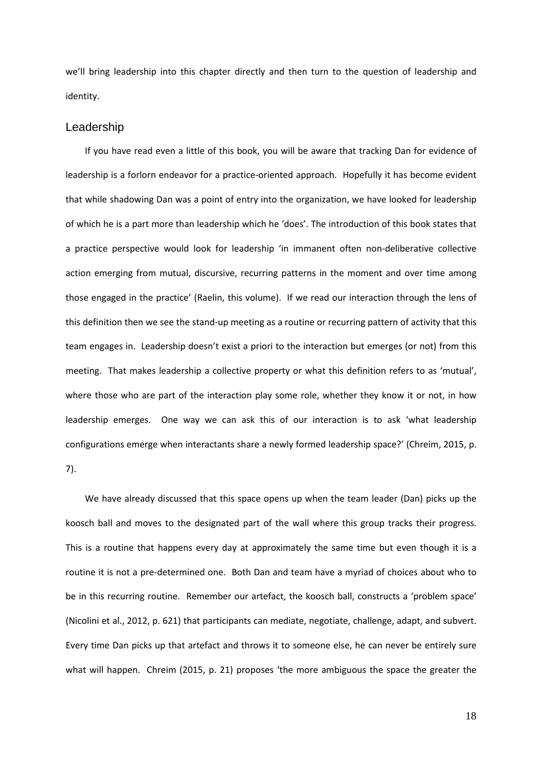we'll bring leadership into this chapter directly and then turn to the question of leadership and identity.

## Leadership

If you have read even a little of this book, you will be aware that tracking Dan for evidence of leadership is a forlorn endeavor for a practice-oriented approach. Hopefully it has become evident that while shadowing Dan was a point of entry into the organization, we have looked for leadership of which he is a part more than leadership which he 'does'. The introduction of this book states that a practice perspective would look for leadership 'in immanent often non-deliberative collective action emerging from mutual, discursive, recurring patterns in the moment and over time among those engaged in the practice' (Raelin, this volume). If we read our interaction through the lens of this definition then we see the stand-up meeting as a routine or recurring pattern of activity that this team engages in. Leadership doesn't exist a priori to the interaction but emerges (or not) from this meeting. That makes leadership a collective property or what this definition refers to as 'mutual', where those who are part of the interaction play some role, whether they know it or not, in how leadership emerges. One way we can ask this of our interaction is to ask 'what leadership configurations emerge when interactants share a newly formed leadership space?' (Chreim, 2015, p. 7).

We have already discussed that this space opens up when the team leader (Dan) picks up the koosch ball and moves to the designated part of the wall where this group tracks their progress. This is a routine that happens every day at approximately the same time but even though it is a routine it is not a pre-determined one. Both Dan and team have a myriad of choices about who to be in this recurring routine. Remember our artefact, the koosch ball, constructs a 'problem space' (Nicolini et al., 2012, p. 621) that participants can mediate, negotiate, challenge, adapt, and subvert. Every time Dan picks up that artefact and throws it to someone else, he can never be entirely sure what will happen. Chreim (2015, p. 21) proposes 'the more ambiguous the space the greater the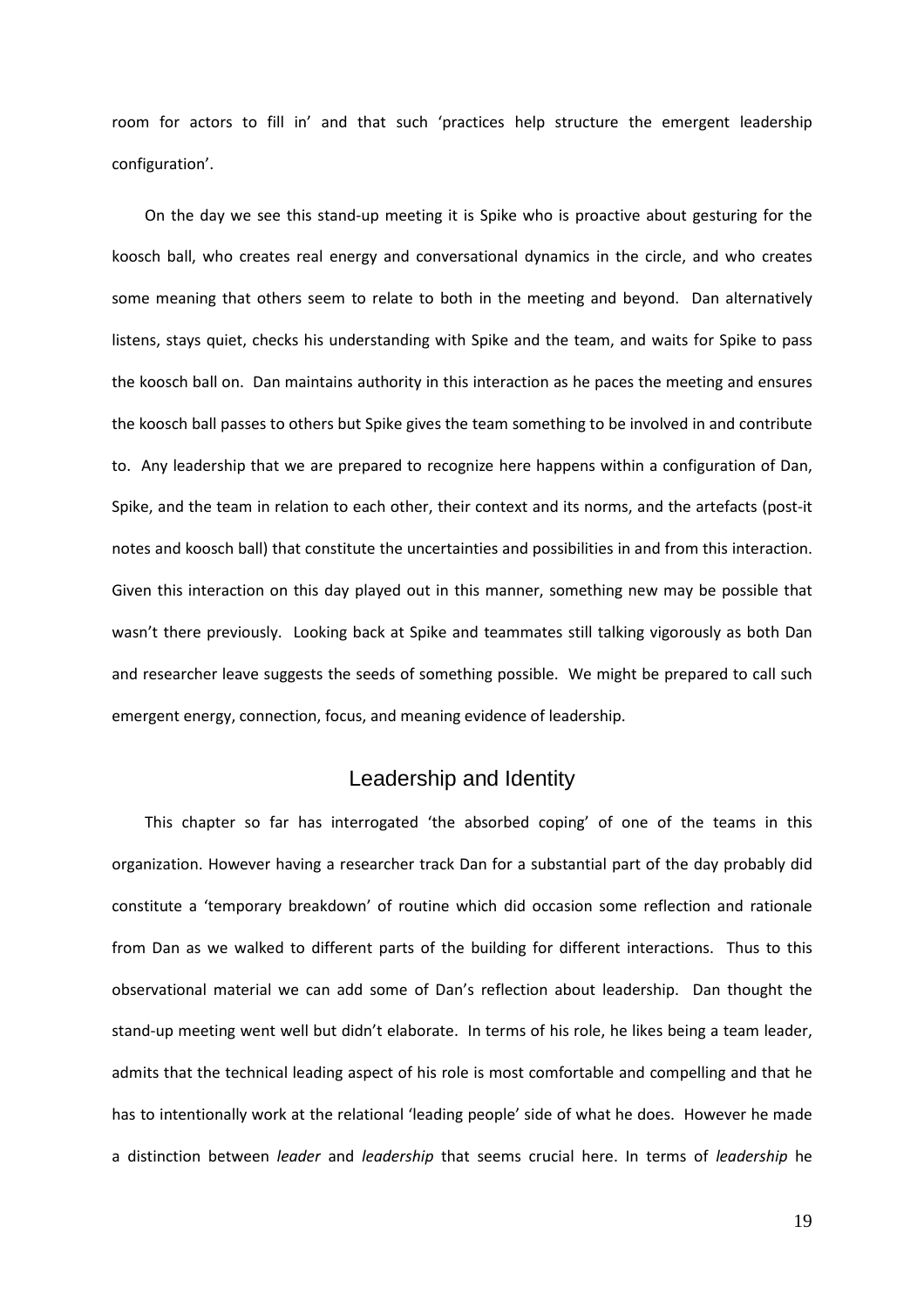room for actors to fill in' and that such 'practices help structure the emergent leadership configuration'.

On the day we see this stand-up meeting it is Spike who is proactive about gesturing for the koosch ball, who creates real energy and conversational dynamics in the circle, and who creates some meaning that others seem to relate to both in the meeting and beyond. Dan alternatively listens, stays quiet, checks his understanding with Spike and the team, and waits for Spike to pass the koosch ball on. Dan maintains authority in this interaction as he paces the meeting and ensures the koosch ball passes to others but Spike gives the team something to be involved in and contribute to. Any leadership that we are prepared to recognize here happens within a configuration of Dan, Spike, and the team in relation to each other, their context and its norms, and the artefacts (post-it notes and koosch ball) that constitute the uncertainties and possibilities in and from this interaction. Given this interaction on this day played out in this manner, something new may be possible that wasn't there previously. Looking back at Spike and teammates still talking vigorously as both Dan and researcher leave suggests the seeds of something possible. We might be prepared to call such emergent energy, connection, focus, and meaning evidence of leadership.

## Leadership and Identity

This chapter so far has interrogated 'the absorbed coping' of one of the teams in this organization. However having a researcher track Dan for a substantial part of the day probably did constitute a 'temporary breakdown' of routine which did occasion some reflection and rationale from Dan as we walked to different parts of the building for different interactions. Thus to this observational material we can add some of Dan's reflection about leadership. Dan thought the stand-up meeting went well but didn't elaborate. In terms of his role, he likes being a team leader, admits that the technical leading aspect of his role is most comfortable and compelling and that he has to intentionally work at the relational 'leading people' side of what he does. However he made a distinction between *leader* and *leadership* that seems crucial here. In terms of *leadership* he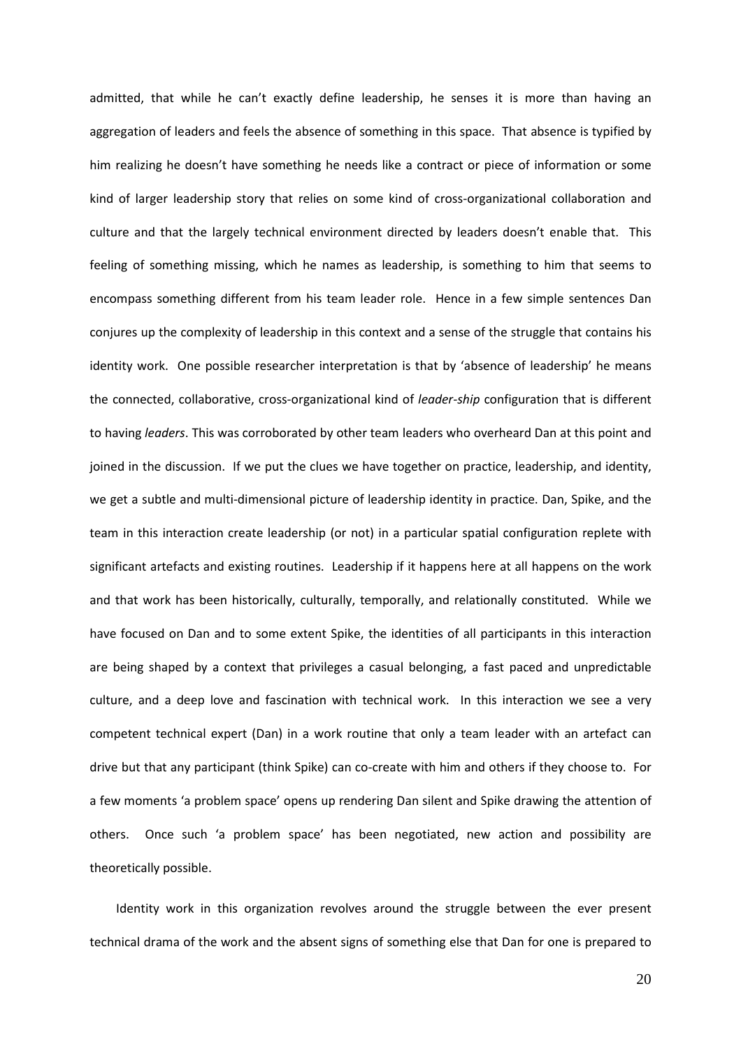admitted, that while he can't exactly define leadership, he senses it is more than having an aggregation of leaders and feels the absence of something in this space. That absence is typified by him realizing he doesn't have something he needs like a contract or piece of information or some kind of larger leadership story that relies on some kind of cross-organizational collaboration and culture and that the largely technical environment directed by leaders doesn't enable that. This feeling of something missing, which he names as leadership, is something to him that seems to encompass something different from his team leader role. Hence in a few simple sentences Dan conjures up the complexity of leadership in this context and a sense of the struggle that contains his identity work. One possible researcher interpretation is that by 'absence of leadership' he means the connected, collaborative, cross-organizational kind of *leader-ship* configuration that is different to having *leaders*. This was corroborated by other team leaders who overheard Dan at this point and joined in the discussion. If we put the clues we have together on practice, leadership, and identity, we get a subtle and multi-dimensional picture of leadership identity in practice. Dan, Spike, and the team in this interaction create leadership (or not) in a particular spatial configuration replete with significant artefacts and existing routines. Leadership if it happens here at all happens on the work and that work has been historically, culturally, temporally, and relationally constituted. While we have focused on Dan and to some extent Spike, the identities of all participants in this interaction are being shaped by a context that privileges a casual belonging, a fast paced and unpredictable culture, and a deep love and fascination with technical work. In this interaction we see a very competent technical expert (Dan) in a work routine that only a team leader with an artefact can drive but that any participant (think Spike) can co-create with him and others if they choose to. For a few moments 'a problem space' opens up rendering Dan silent and Spike drawing the attention of others. Once such 'a problem space' has been negotiated, new action and possibility are theoretically possible.

Identity work in this organization revolves around the struggle between the ever present technical drama of the work and the absent signs of something else that Dan for one is prepared to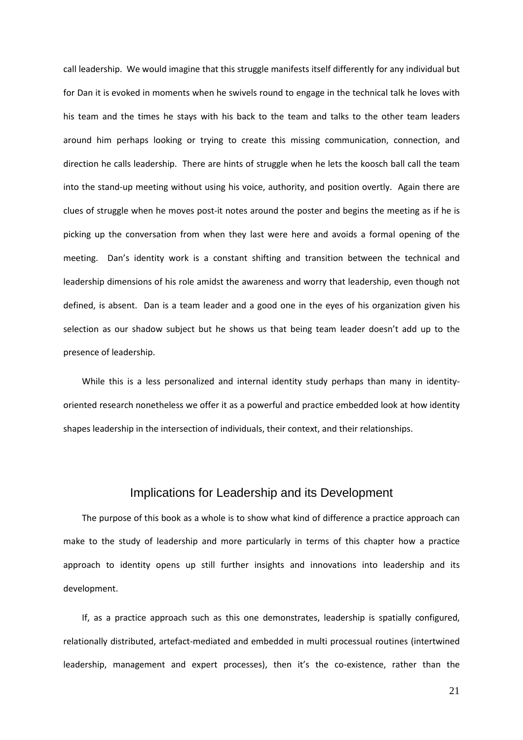call leadership. We would imagine that this struggle manifests itself differently for any individual but for Dan it is evoked in moments when he swivels round to engage in the technical talk he loves with his team and the times he stays with his back to the team and talks to the other team leaders around him perhaps looking or trying to create this missing communication, connection, and direction he calls leadership. There are hints of struggle when he lets the koosch ball call the team into the stand-up meeting without using his voice, authority, and position overtly. Again there are clues of struggle when he moves post-it notes around the poster and begins the meeting as if he is picking up the conversation from when they last were here and avoids a formal opening of the meeting. Dan's identity work is a constant shifting and transition between the technical and leadership dimensions of his role amidst the awareness and worry that leadership, even though not defined, is absent. Dan is a team leader and a good one in the eyes of his organization given his selection as our shadow subject but he shows us that being team leader doesn't add up to the presence of leadership.

While this is a less personalized and internal identity study perhaps than many in identity-oriented research nonetheless we offer it as a powerful and practice embedded look at how identity shapes leadership in the intersection of individuals, their context, and their relationships.

## Implications for Leadership and its Development

The purpose of this book as a whole is to show what kind of difference a practice approach can make to the study of leadership and more particularly in terms of this chapter how a practice approach to identity opens up still further insights and innovations into leadership and its development.

If, as a practice approach such as this one demonstrates, leadership is spatially configured, relationally distributed, artefact-mediated and embedded in multi processual routines (intertwined leadership, management and expert processes), then it's the co-existence, rather than the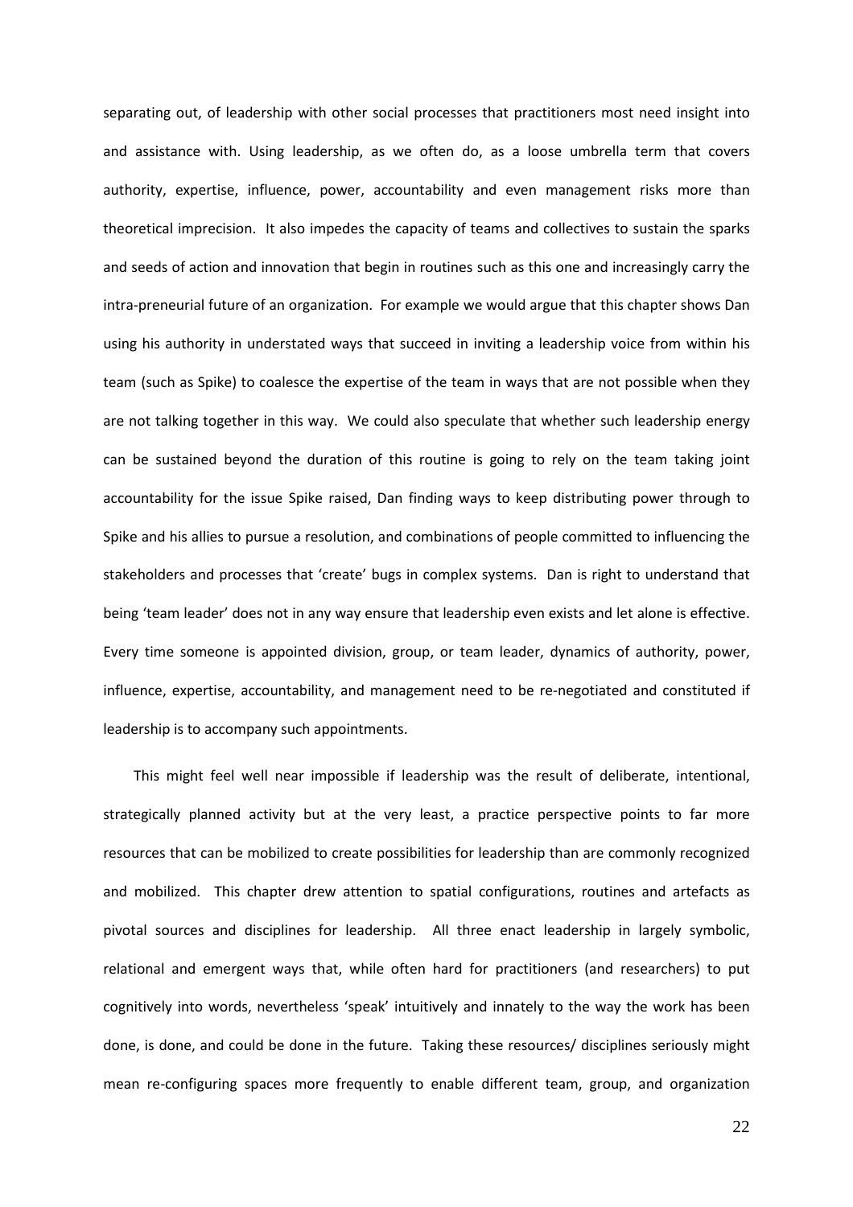separating out, of leadership with other social processes that practitioners most need insight into and assistance with. Using leadership, as we often do, as a loose umbrella term that covers authority, expertise, influence, power, accountability and even management risks more than theoretical imprecision. It also impedes the capacity of teams and collectives to sustain the sparks and seeds of action and innovation that begin in routines such as this one and increasingly carry the intra-preneurial future of an organization. For example we would argue that this chapter shows Dan using his authority in understated ways that succeed in inviting a leadership voice from within his team (such as Spike) to coalesce the expertise of the team in ways that are not possible when they are not talking together in this way. We could also speculate that whether such leadership energy can be sustained beyond the duration of this routine is going to rely on the team taking joint accountability for the issue Spike raised, Dan finding ways to keep distributing power through to Spike and his allies to pursue a resolution, and combinations of people committed to influencing the stakeholders and processes that 'create' bugs in complex systems. Dan is right to understand that being 'team leader' does not in any way ensure that leadership even exists and let alone is effective. Every time someone is appointed division, group, or team leader, dynamics of authority, power, influence, expertise, accountability, and management need to be re-negotiated and constituted if leadership is to accompany such appointments.

This might feel well near impossible if leadership was the result of deliberate, intentional, strategically planned activity but at the very least, a practice perspective points to far more resources that can be mobilized to create possibilities for leadership than are commonly recognized and mobilized. This chapter drew attention to spatial configurations, routines and artefacts as pivotal sources and disciplines for leadership. All three enact leadership in largely symbolic, relational and emergent ways that, while often hard for practitioners (and researchers) to put cognitively into words, nevertheless 'speak' intuitively and innately to the way the work has been done, is done, and could be done in the future. Taking these resources/ disciplines seriously might mean re-configuring spaces more frequently to enable different team, group, and organization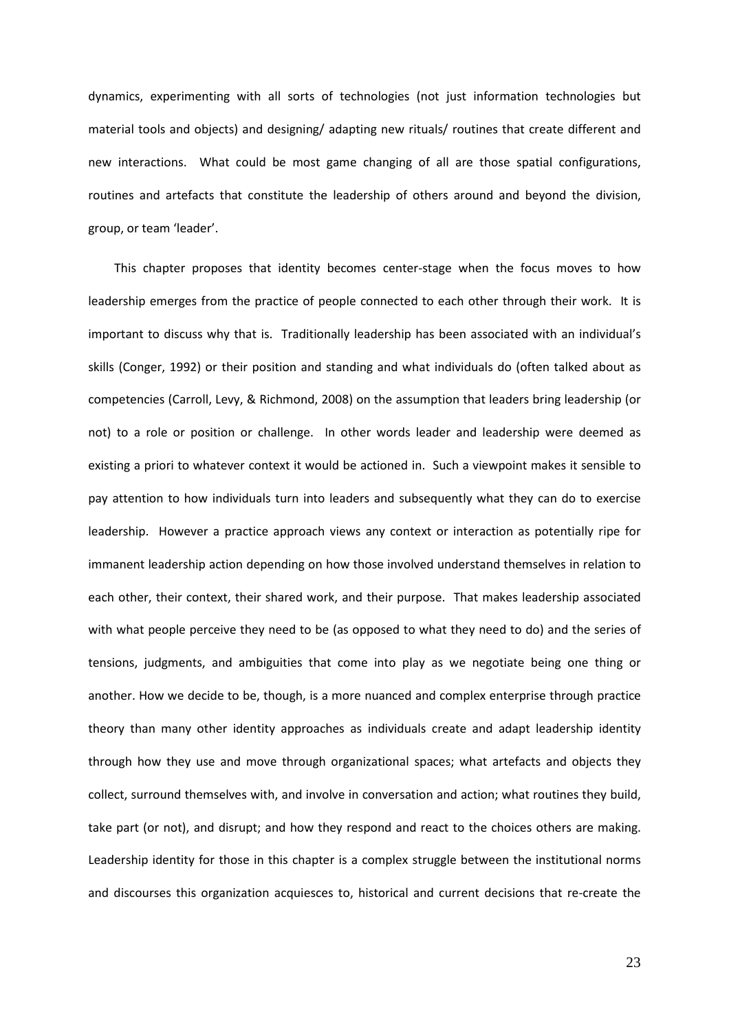dynamics, experimenting with all sorts of technologies (not just information technologies but material tools and objects) and designing/ adapting new rituals/ routines that create different and new interactions. What could be most game changing of all are those spatial configurations, routines and artefacts that constitute the leadership of others around and beyond the division, group, or team 'leader'.

This chapter proposes that identity becomes center-stage when the focus moves to how leadership emerges from the practice of people connected to each other through their work. It is important to discuss why that is. Traditionally leadership has been associated with an individual's skills (Conger, 1992) or their position and standing and what individuals do (often talked about as competencies (Carroll, Levy, & Richmond, 2008) on the assumption that leaders bring leadership (or not) to a role or position or challenge. In other words leader and leadership were deemed as existing a priori to whatever context it would be actioned in. Such a viewpoint makes it sensible to pay attention to how individuals turn into leaders and subsequently what they can do to exercise leadership. However a practice approach views any context or interaction as potentially ripe for immanent leadership action depending on how those involved understand themselves in relation to each other, their context, their shared work, and their purpose. That makes leadership associated with what people perceive they need to be (as opposed to what they need to do) and the series of tensions, judgments, and ambiguities that come into play as we negotiate being one thing or another. How we decide to be, though, is a more nuanced and complex enterprise through practice theory than many other identity approaches as individuals create and adapt leadership identity through how they use and move through organizational spaces; what artefacts and objects they collect, surround themselves with, and involve in conversation and action; what routines they build, take part (or not), and disrupt; and how they respond and react to the choices others are making. Leadership identity for those in this chapter is a complex struggle between the institutional norms and discourses this organization acquiesces to, historical and current decisions that re-create the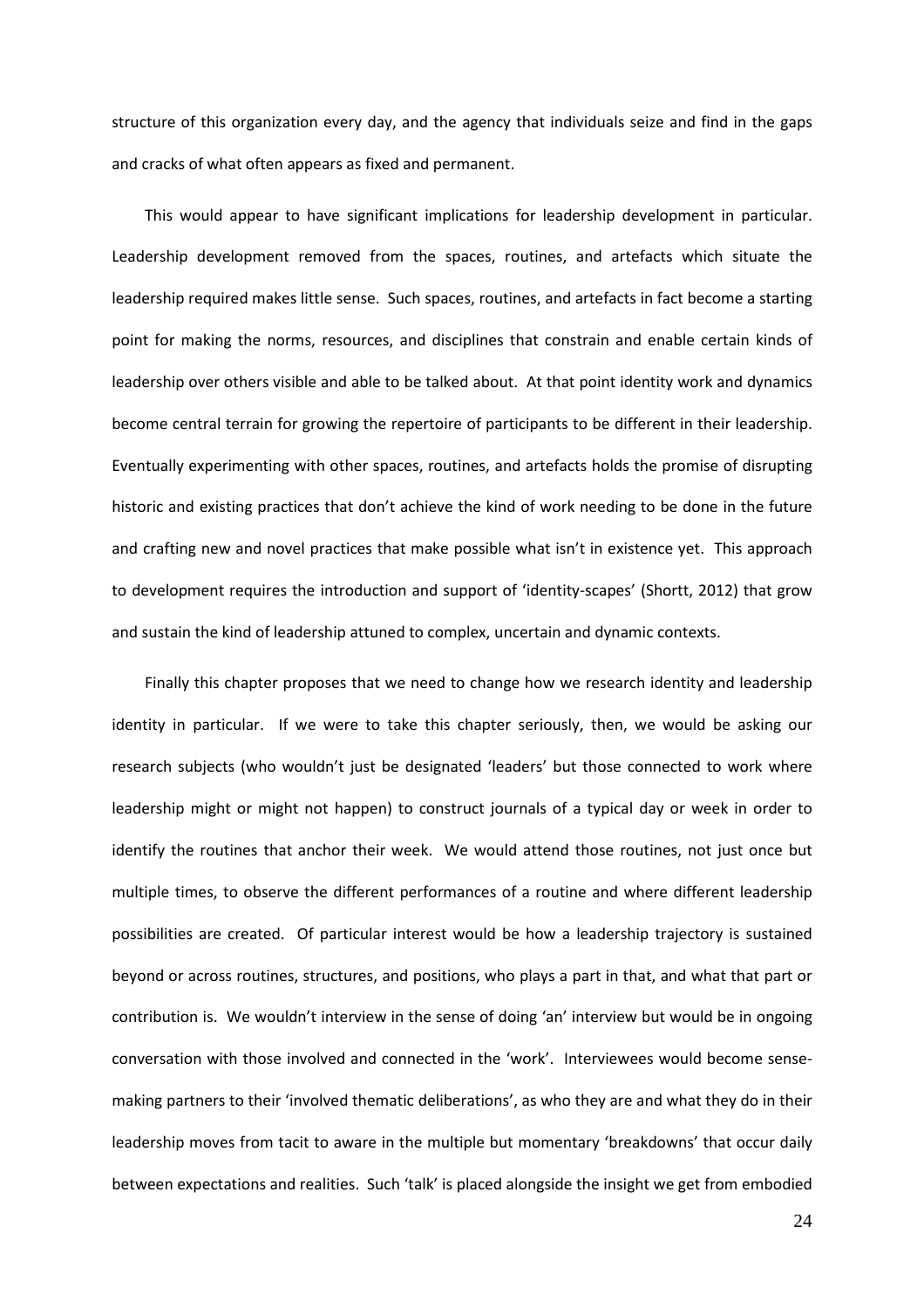structure of this organization every day, and the agency that individuals seize and find in the gaps and cracks of what often appears as fixed and permanent.

This would appear to have significant implications for leadership development in particular. Leadership development removed from the spaces, routines, and artefacts which situate the leadership required makes little sense. Such spaces, routines, and artefacts in fact become a starting point for making the norms, resources, and disciplines that constrain and enable certain kinds of leadership over others visible and able to be talked about. At that point identity work and dynamics become central terrain for growing the repertoire of participants to be different in their leadership. Eventually experimenting with other spaces, routines, and artefacts holds the promise of disrupting historic and existing practices that don't achieve the kind of work needing to be done in the future and crafting new and novel practices that make possible what isn't in existence yet. This approach to development requires the introduction and support of 'identity-scapes' (Shortt, 2012) that grow and sustain the kind of leadership attuned to complex, uncertain and dynamic contexts.

Finally this chapter proposes that we need to change how we research identity and leadership identity in particular. If we were to take this chapter seriously, then, we would be asking our research subjects (who wouldn't just be designated 'leaders' but those connected to work where leadership might or might not happen) to construct journals of a typical day or week in order to identify the routines that anchor their week. We would attend those routines, not just once but multiple times, to observe the different performances of a routine and where different leadership possibilities are created. Of particular interest would be how a leadership trajectory is sustained beyond or across routines, structures, and positions, who plays a part in that, and what that part or contribution is. We wouldn't interview in the sense of doing 'an' interview but would be in ongoing conversation with those involved and connected in the 'work'. Interviewees would become sense-making partners to their 'involved thematic deliberations', as who they are and what they do in their leadership moves from tacit to aware in the multiple but momentary 'breakdowns' that occur daily between expectations and realities. Such 'talk' is placed alongside the insight we get from embodied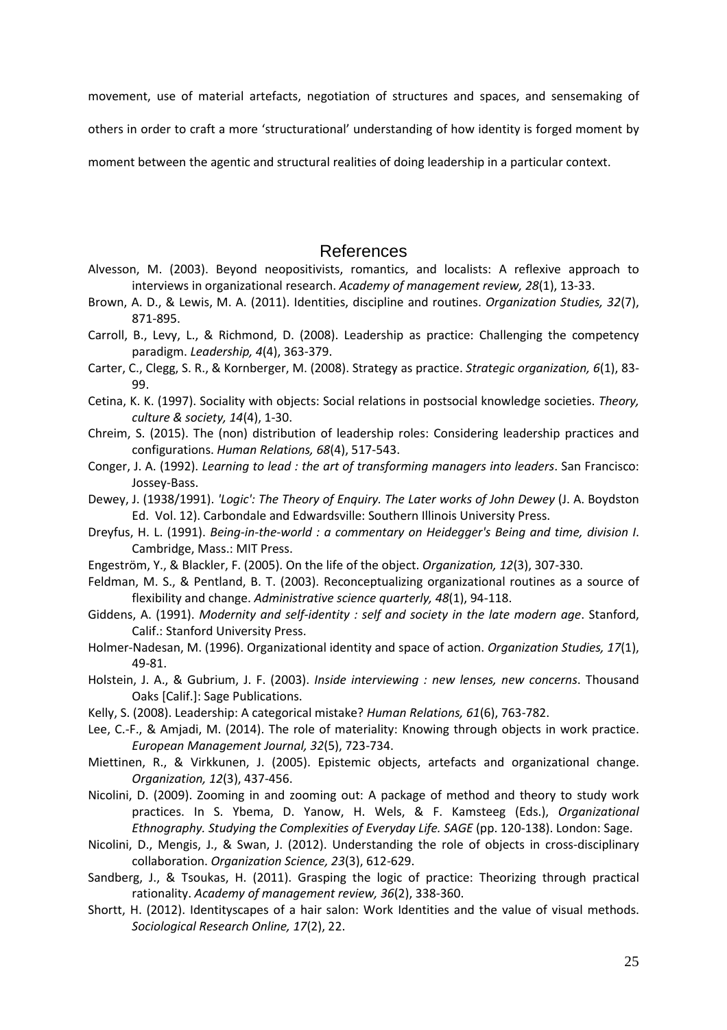movement, use of material artefacts, negotiation of structures and spaces, and sensemaking of others in order to craft a more 'structurational' understanding of how identity is forged moment by moment between the agentic and structural realities of doing leadership in a particular context.

# References

Alvesson, M. (2003). Beyond neopositivists, romantics, and localists: A reflexive approach to interviews in organizational research. *Academy of management review, 28*(1), 13-33.

Brown, A. D., & Lewis, M. A. (2011). Identities, discipline and routines. *Organization Studies, 32*(7), 871-895.

Carroll, B., Levy, L., & Richmond, D. (2008). Leadership as practice: Challenging the competency paradigm. *Leadership, 4*(4), 363-379.

Carter, C., Clegg, S. R., & Kornberger, M. (2008). Strategy as practice. *Strategic organization, 6*(1), 83-99.

Cetina, K. K. (1997). Sociality with objects: Social relations in postsocial knowledge societies. *Theory, culture & society, 14*(4), 1-30.

Chreim, S. (2015). The (non) distribution of leadership roles: Considering leadership practices and configurations. *Human Relations, 68*(4), 517-543.

Conger, J. A. (1992). *Learning to lead : the art of transforming managers into leaders*. San Francisco: Jossey-Bass.

Dewey, J. (1938/1991). *'Logic': The Theory of Enquiry. The Later works of John Dewey* (J. A. Boydston Ed. Vol. 12). Carbondale and Edwardsville: Southern Illinois University Press.

Dreyfus, H. L. (1991). *Being-in-the-world : a commentary on Heidegger's Being and time, division I*. Cambridge, Mass.: MIT Press.

Engeström, Y., & Blackler, F. (2005). On the life of the object. *Organization, 12*(3), 307-330.

Feldman, M. S., & Pentland, B. T. (2003). Reconceptualizing organizational routines as a source of flexibility and change. *Administrative science quarterly, 48*(1), 94-118.

Giddens, A. (1991). *Modernity and self-identity : self and society in the late modern age*. Stanford, Calif.: Stanford University Press.

Holmer-Nadesan, M. (1996). Organizational identity and space of action. *Organization Studies, 17*(1), 49-81.

Holstein, J. A., & Gubrium, J. F. (2003). *Inside interviewing : new lenses, new concerns*. Thousand Oaks [Calif.]: Sage Publications.

Kelly, S. (2008). Leadership: A categorical mistake? *Human Relations, 61*(6), 763-782.

Lee, C.-F., & Amjadi, M. (2014). The role of materiality: Knowing through objects in work practice. *European Management Journal, 32*(5), 723-734.

Miettinen, R., & Virkkunen, J. (2005). Epistemic objects, artefacts and organizational change. *Organization, 12*(3), 437-456.

Nicolini, D. (2009). Zooming in and zooming out: A package of method and theory to study work practices. In S. Ybema, D. Yanow, H. Wels, & F. Kamsteeg (Eds.), *Organizational Ethnography. Studying the Complexities of Everyday Life. SAGE* (pp. 120-138). London: Sage.

Nicolini, D., Mengis, J., & Swan, J. (2012). Understanding the role of objects in cross-disciplinary collaboration. *Organization Science, 23*(3), 612-629.

Sandberg, J., & Tsoukas, H. (2011). Grasping the logic of practice: Theorizing through practical rationality. *Academy of management review, 36*(2), 338-360.

Shortt, H. (2012). Identityscapes of a hair salon: Work Identities and the value of visual methods. *Sociological Research Online, 17*(2), 22.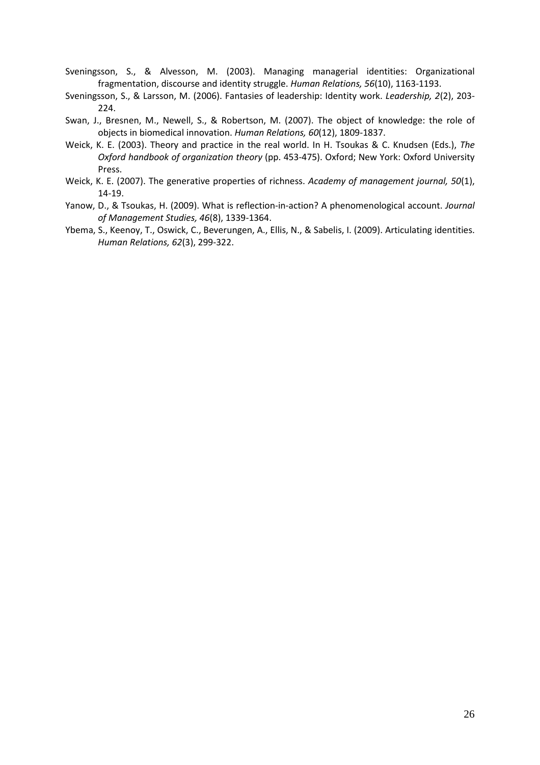Sveningsson, S., & Alvesson, M. (2003). Managing managerial identities: Organizational fragmentation, discourse and identity struggle. *Human Relations, 56*(10), 1163-1193.

Sveningsson, S., & Larsson, M. (2006). Fantasies of leadership: Identity work. *Leadership, 2*(2), 203-224.

Swan, J., Bresnen, M., Newell, S., & Robertson, M. (2007). The object of knowledge: the role of objects in biomedical innovation. *Human Relations, 60*(12), 1809-1837.

Weick, K. E. (2003). Theory and practice in the real world. In H. Tsoukas & C. Knudsen (Eds.), *The Oxford handbook of organization theory* (pp. 453-475). Oxford; New York: Oxford University Press.

Weick, K. E. (2007). The generative properties of richness. *Academy of management journal, 50*(1), 14-19.

Yanow, D., & Tsoukas, H. (2009). What is reflection-in-action? A phenomenological account. *Journal of Management Studies, 46*(8), 1339-1364.

Ybema, S., Keenoy, T., Oswick, C., Beverungen, A., Ellis, N., & Sabelis, I. (2009). Articulating identities. *Human Relations, 62*(3), 299-322.